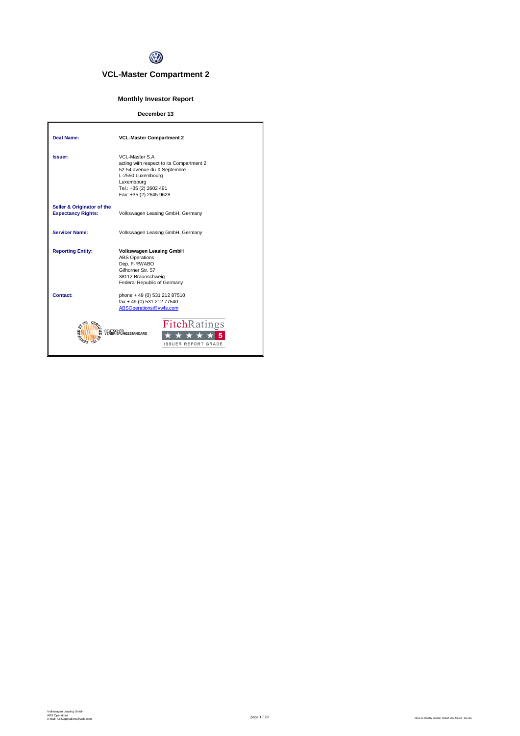# VCL-Master Compartment 2

## Monthly Investor Report

### December 13

| | |
|---|---|
| **Deal Name:** | **VCL-Master Compartment 2** |
| **Issuer:** | VCL-Master S.A.<br>acting with respect to its Compartment 2<br>52-54 avenue du X Septembre<br>L-2550 Luxembourg<br>Luxembourg<br>Tel.: +35 (2) 2602 491<br>Fax: +35 (2) 2645 9628 |
| **Seller & Originator of the Expectancy Rights:** | Volkswagen Leasing GmbH, Germany |
| **Servicer Name:** | Volkswagen Leasing GmbH, Germany |
| **Reporting Entity:** | **Volkswagen Leasing GmbH**<br>ABS Operations<br>Dep. F-RWABO<br>Gifhorner Str. 57<br>38112 Braunschweig<br>Federal Republic of Germany |
| **Contact:** | phone + 49 (0) 531 212 87510<br>fax + 49 (0) 531 212 77540<br>ABSOperations@vwfs.com |

CERTIFIED BY TSI DEUTSCHER VERBRIEFUNGSSTANDARD

FitchRatings ★★★★★ 5 ISSUER REPORT GRADE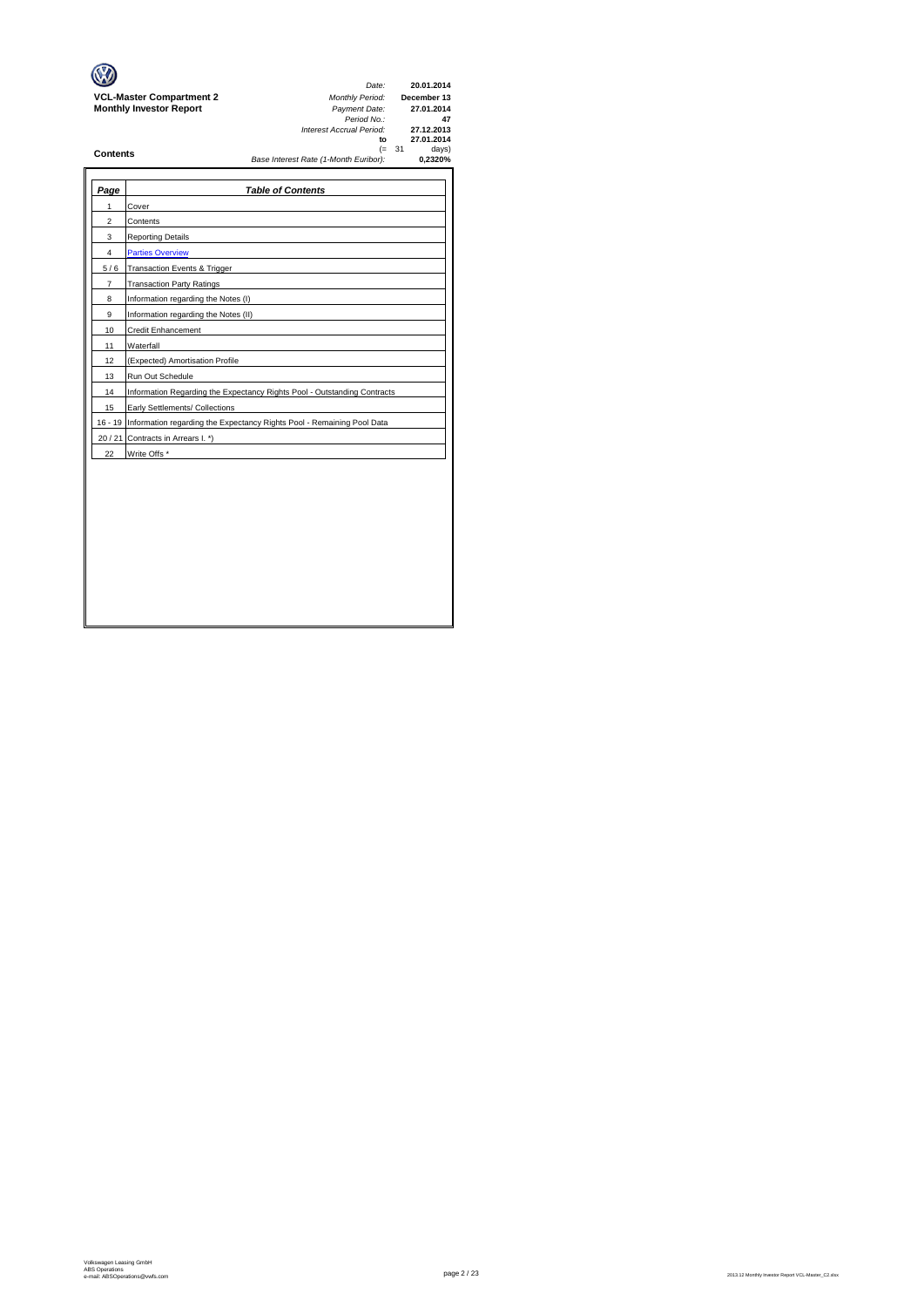**VCL-Master Compartment 2**
**Monthly Investor Report**

| | |
|---|---|
| *Date:* | **20.01.2014** |
| *Monthly Period:* | **December 13** |
| *Payment Date:* | **27.01.2014** |
| *Period No.:* | **47** |
| *Interest Accrual Period:* | **27.12.2013** |
| **to** | **27.01.2014** |
| (= | 31 days) |
| *Base Interest Rate (1-Month Euribor):* | **0,2320%** |

## Contents

| *Page* | *Table of Contents* |
|---|---|
| 1 | Cover |
| 2 | Contents |
| 3 | Reporting Details |
| 4 | Parties Overview |
| 5 / 6 | Transaction Events & Trigger |
| 7 | Transaction Party Ratings |
| 8 | Information regarding the Notes (I) |
| 9 | Information regarding the Notes (II) |
| 10 | Credit Enhancement |
| 11 | Waterfall |
| 12 | (Expected) Amortisation Profile |
| 13 | Run Out Schedule |
| 14 | Information Regarding the Expectancy Rights Pool - Outstanding Contracts |
| 15 | Early Settlements/ Collections |
| 16 - 19 | Information regarding the Expectancy Rights Pool - Remaining Pool Data |
| 20 / 21 | Contracts in Arrears I. *) |
| 22 | Write Offs * |

Volkswagen Leasing GmbH
ABS Operations
e-mail: ABSOperations@vwfs.com

2013.12 Monthly Investor Report VCL-Master_C2.xlsx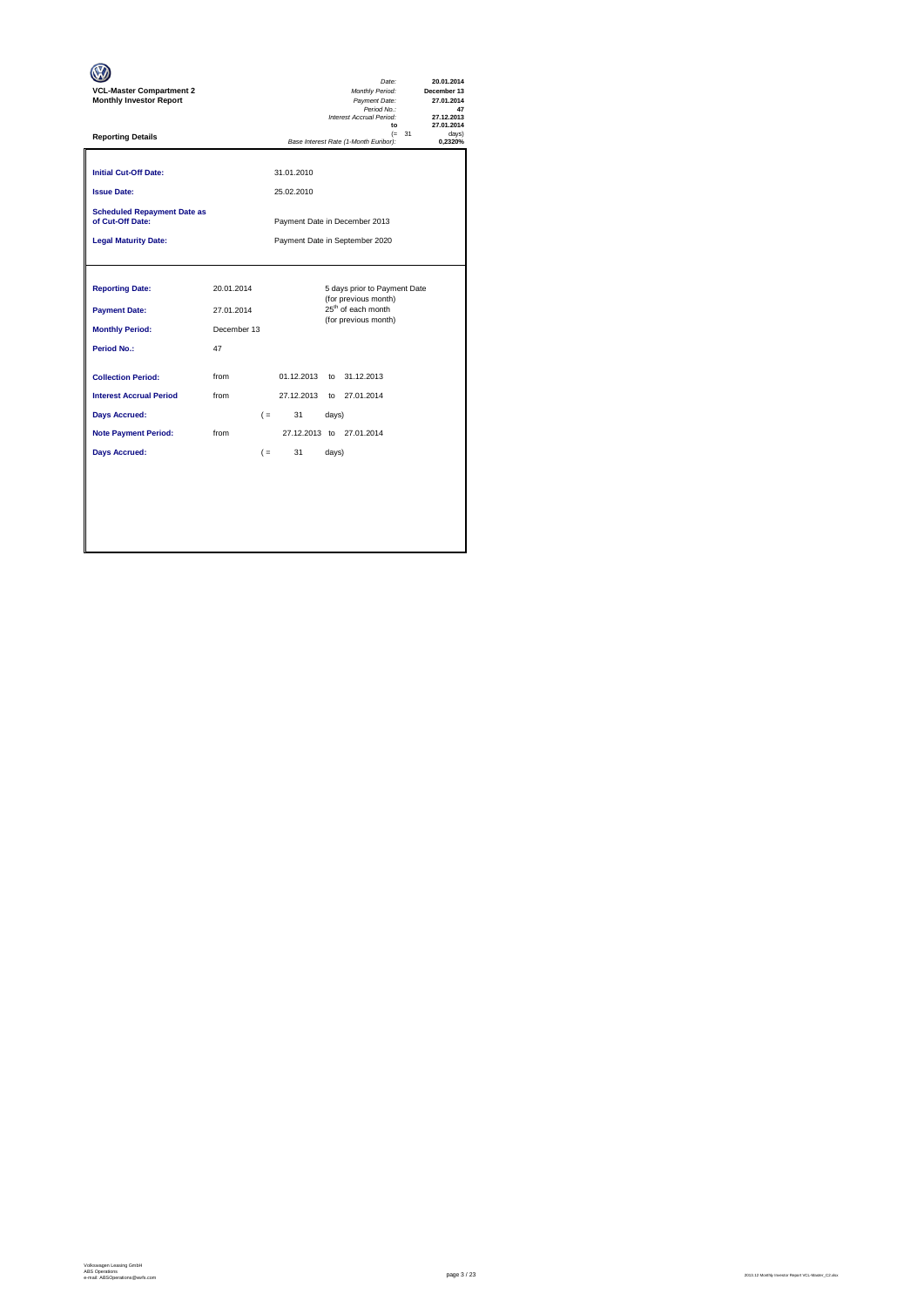**VCL-Master Compartment 2**
**Monthly Investor Report**

| | |
|---|---|
| *Date:* | **20.01.2014** |
| *Monthly Period:* | **December 13** |
| *Payment Date:* | **27.01.2014** |
| *Period No.:* | **47** |
| *Interest Accrual Period:* | **27.12.2013** |
| **to** | **27.01.2014** |
| (= 31 | days) |
| *Base Interest Rate (1-Month Euribor):* | **0,2320%** |

**Reporting Details**

| | | | |
|---|---|---|---|
| **Initial Cut-Off Date:** | 31.01.2010 | | |
| **Issue Date:** | 25.02.2010 | | |
| **Scheduled Repayment Date as of Cut-Off Date:** | Payment Date in December 2013 | | |
| **Legal Maturity Date:** | Payment Date in September 2020 | | |

| | | | | | |
|---|---|---|---|---|---|
| **Reporting Date:** | 20.01.2014 | | | 5 days prior to Payment Date (for previous month) | |
| **Payment Date:** | 27.01.2014 | | | 25th of each month (for previous month) | |
| **Monthly Period:** | December 13 | | | | |
| **Period No.:** | 47 | | | | |
| **Collection Period:** | from | 01.12.2013 | to | 31.12.2013 | |
| **Interest Accrual Period** | from | 27.12.2013 | to | 27.01.2014 | |
| **Days Accrued:** | ( = | 31 | days) | | |
| **Note Payment Period:** | from | 27.12.2013 | to | 27.01.2014 | |
| **Days Accrued:** | ( = | 31 | days) | | |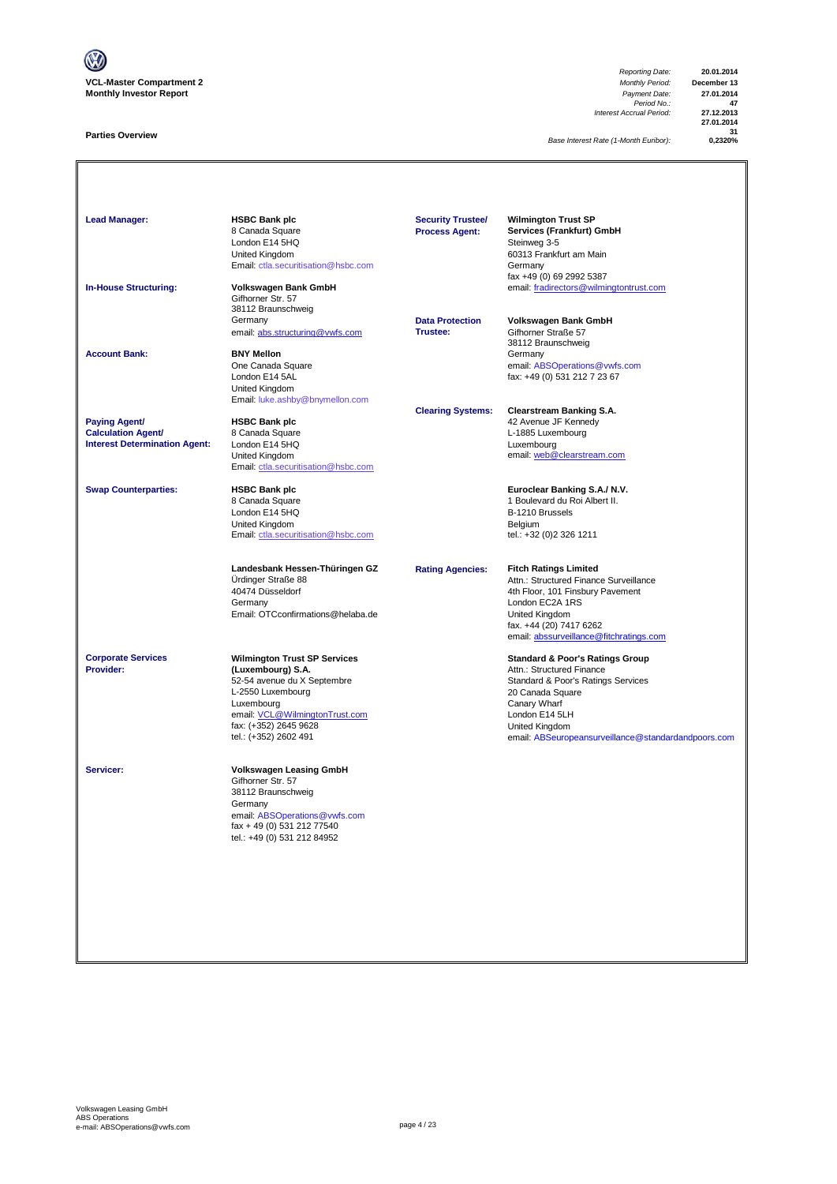**VCL-Master Compartment 2**
**Monthly Investor Report**

| | |
|---|---|
| *Reporting Date:* | **20.01.2014** |
| *Monthly Period:* | **December 13** |
| *Payment Date:* | **27.01.2014** |
| *Period No.:* | **47** |
| *Interest Accrual Period:* | **27.12.2013** |
| | **27.01.2014** |
| | **31** |
| *Base Interest Rate (1-Month Euribor):* | **0,2320%** |

## Parties Overview

**Lead Manager:**
**HSBC Bank plc**
8 Canada Square
London E14 5HQ
United Kingdom
Email: ctla.securitisation@hsbc.com

**In-House Structuring:**
**Volkswagen Bank GmbH**
Gifhorner Str. 57
38112 Braunschweig
Germany
email: abs.structuring@vwfs.com

**Account Bank:**
**BNY Mellon**
One Canada Square
London E14 5AL
United Kingdom
Email: luke.ashby@bnymellon.com

**Paying Agent/ Calculation Agent/ Interest Determination Agent:**
**HSBC Bank plc**
8 Canada Square
London E14 5HQ
United Kingdom
Email: ctla.securitisation@hsbc.com

**Swap Counterparties:**
**HSBC Bank plc**
8 Canada Square
London E14 5HQ
United Kingdom
Email: ctla.securitisation@hsbc.com

**Landesbank Hessen-Thüringen GZ**
Ürdinger Straße 88
40474 Düsseldorf
Germany
Email: OTCconfirmations@helaba.de

**Corporate Services Provider:**
**Wilmington Trust SP Services (Luxembourg) S.A.**
52-54 avenue du X Septembre
L-2550 Luxembourg
Luxembourg
email: VCL@WilmingtonTrust.com
fax: (+352) 2645 9628
tel.: (+352) 2602 491

**Servicer:**
**Volkswagen Leasing GmbH**
Gifhorner Str. 57
38112 Braunschweig
Germany
email: ABSOperations@vwfs.com
fax + 49 (0) 531 212 77540
tel.: +49 (0) 531 212 84952

**Security Trustee/ Process Agent:**
**Wilmington Trust SP Services (Frankfurt) GmbH**
Steinweg 3-5
60313 Frankfurt am Main
Germany
fax +49 (0) 69 2992 5387
email: fradirectors@wilmingtontrust.com

**Data Protection Trustee:**
**Volkswagen Bank GmbH**
Gifhorner Straße 57
38112 Braunschweig
Germany
email: ABSOperations@vwfs.com
fax: +49 (0) 531 212 7 23 67

**Clearing Systems:**
**Clearstream Banking S.A.**
42 Avenue JF Kennedy
L-1885 Luxembourg
Luxembourg
email: web@clearstream.com

**Euroclear Banking S.A./ N.V.**
1 Boulevard du Roi Albert II.
B-1210 Brussels
Belgium
tel.: +32 (0)2 326 1211

**Rating Agencies:**
**Fitch Ratings Limited**
Attn.: Structured Finance Surveillance
4th Floor, 101 Finsbury Pavement
London EC2A 1RS
United Kingdom
fax. +44 (20) 7417 6262
email: abssurveillance@fitchratings.com

**Standard & Poor's Ratings Group**
Attn.: Structured Finance
Standard & Poor's Ratings Services
20 Canada Square
Canary Wharf
London E14 5LH
United Kingdom
email: ABSeuropeansurveillance@standardandpoors.com

Volkswagen Leasing GmbH
ABS Operations
e-mail: ABSOperations@vwfs.com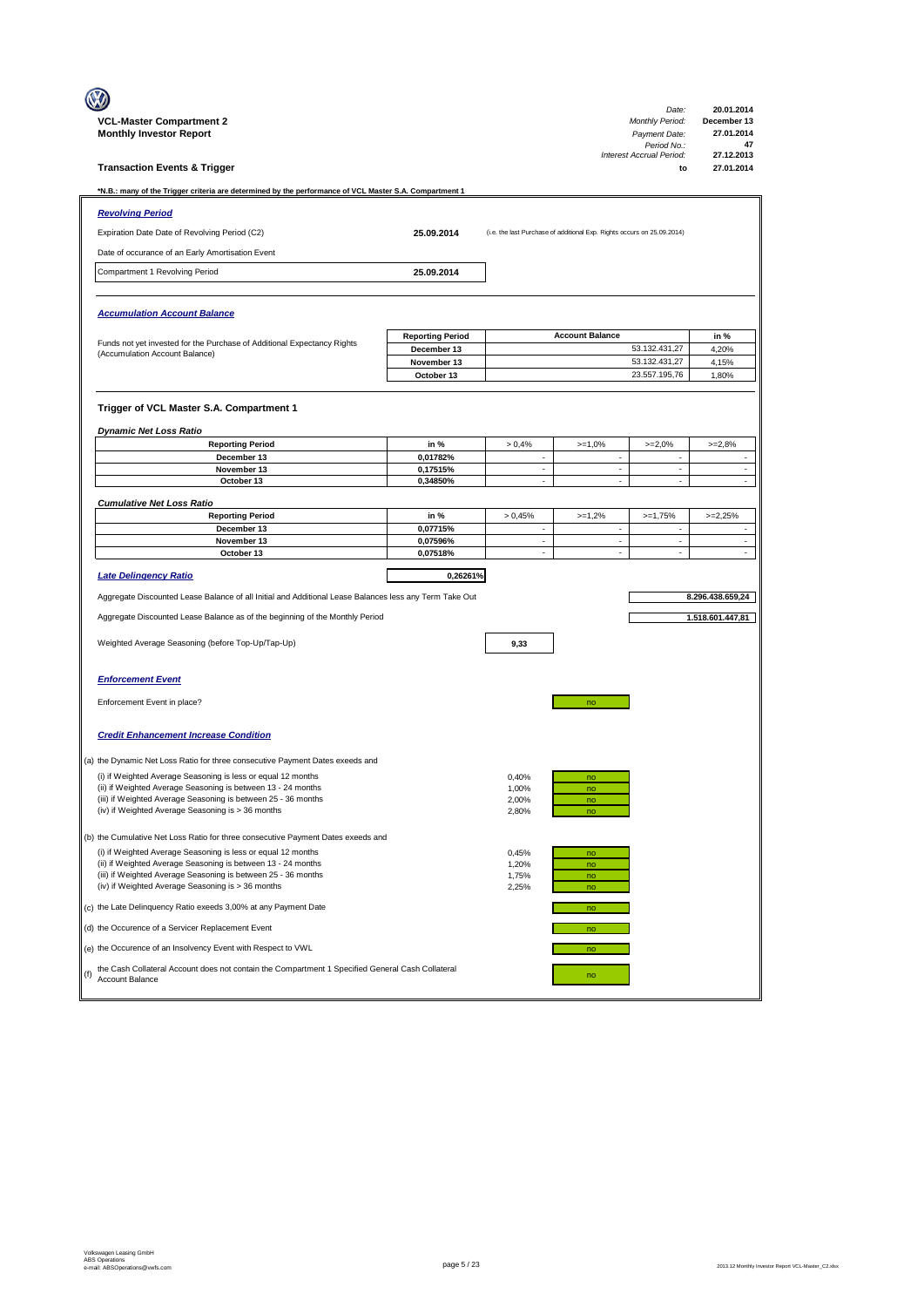**VCL-Master Compartment 2**
**Monthly Investor Report**

| | |
|---|---|
| *Date:* | **20.01.2014** |
| *Monthly Period:* | **December 13** |
| *Payment Date:* | **27.01.2014** |
| *Period No.:* | **47** |
| *Interest Accrual Period:* | **27.12.2013** |
| **to** | **27.01.2014** |

## Transaction Events & Trigger

***N.B.: many of the Trigger criteria are determined by the performance of VCL Master S.A. Compartment 1**

### *Revolving Period*

| | | |
|---|---|---|
| Expiration Date Date of Revolving Period (C2) | **25.09.2014** | (i.e. the last Purchase of additional Exp. Rights occurs on 25.09.2014) |
| Date of occurance of an Early Amortisation Event | | |
| Compartment 1 Revolving Period | **25.09.2014** | |

### *Accumulation Account Balance*

Funds not yet invested for the Purchase of Additional Expectancy Rights (Accumulation Account Balance)

| Reporting Period | Account Balance | in % |
|---|---|---|
| **December 13** | 53.132.431,27 | 4,20% |
| **November 13** | 53.132.431,27 | 4,15% |
| **October 13** | 23.557.195,76 | 1,80% |

### Trigger of VCL Master S.A. Compartment 1

*Dynamic Net Loss Ratio*

| Reporting Period | in % | > 0,4% | >=1,0% | >=2,0% | >=2,8% |
|---|---|---|---|---|---|
| **December 13** | **0,01782%** | - | - | - | - |
| **November 13** | **0,17515%** | - | - | - | - |
| **October 13** | **0,34850%** | - | - | - | - |

*Cumulative Net Loss Ratio*

| Reporting Period | in % | > 0,45% | >=1,2% | >=1,75% | >=2,25% |
|---|---|---|---|---|---|
| **December 13** | **0,07715%** | - | - | - | - |
| **November 13** | **0,07596%** | - | - | - | - |
| **October 13** | **0,07518%** | - | - | - | - |

*Late Delingency Ratio* **0,26261%**

Aggregate Discounted Lease Balance of all Initial and Additional Lease Balances less any Term Take Out: **8.296.438.659,24**

Aggregate Discounted Lease Balance as of the beginning of the Monthly Period: **1.518.601.447,81**

Weighted Average Seasoning (before Top-Up/Tap-Up): **9,33**

### *Enforcement Event*

Enforcement Event in place? no

### *Credit Enhancement Increase Condition*

(a) the Dynamic Net Loss Ratio for three consecutive Payment Dates exeeds and

| | | |
|---|---|---|
| (i) if Weighted Average Seasoning is less or equal 12 months | 0,40% | no |
| (ii) if Weighted Average Seasoning is between 13 - 24 months | 1,00% | no |
| (iii) if Weighted Average Seasoning is between 25 - 36 months | 2,00% | no |
| (iv) if Weighted Average Seasoning is > 36 months | 2,80% | no |

(b) the Cumulative Net Loss Ratio for three consecutive Payment Dates exeeds and

| | | |
|---|---|---|
| (i) if Weighted Average Seasoning is less or equal 12 months | 0,45% | no |
| (ii) if Weighted Average Seasoning is between 13 - 24 months | 1,20% | no |
| (iii) if Weighted Average Seasoning is between 25 - 36 months | 1,75% | no |
| (iv) if Weighted Average Seasoning is > 36 months | 2,25% | no |

(c) the Late Delinquency Ratio exeeds 3,00% at any Payment Date: no

(d) the Occurence of a Servicer Replacement Event: no

(e) the Occurence of an Insolvency Event with Respect to VWL: no

(f) the Cash Collateral Account does not contain the Compartment 1 Specified General Cash Collateral Account Balance: no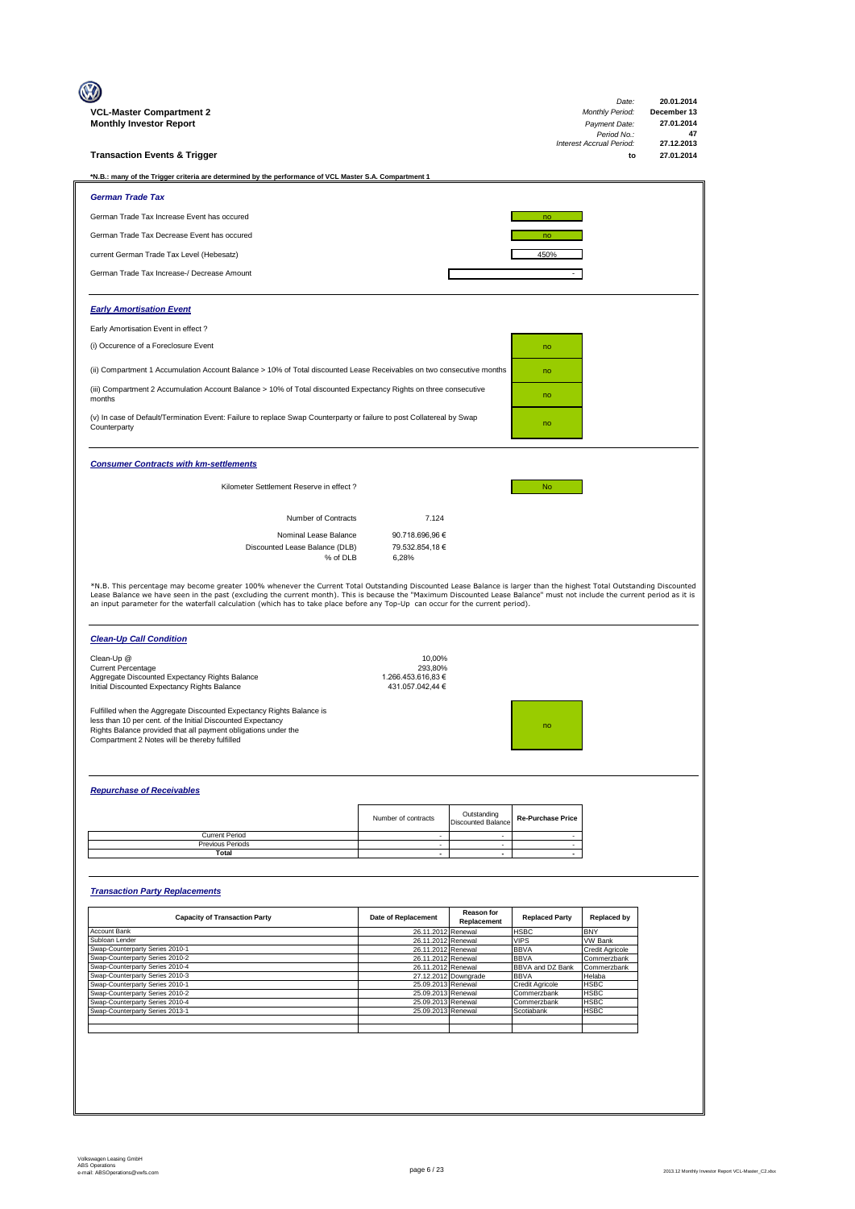**VCL-Master Compartment 2**
**Monthly Investor Report**

| | |
|---|---|
| *Date:* | 20.01.2014 |
| *Monthly Period:* | December 13 |
| *Payment Date:* | 27.01.2014 |
| *Period No.:* | 47 |
| *Interest Accrual Period:* | 27.12.2013 to 27.01.2014 |

## Transaction Events & Trigger

***N.B.: many of the Trigger criteria are determined by the performance of VCL Master S.A. Compartment 1**

### *German Trade Tax*

| | |
|---|---|
| German Trade Tax Increase Event has occured | no |
| German Trade Tax Decrease Event has occured | no |
| current German Trade Tax Level (Hebesatz) | 450% |
| German Trade Tax Increase-/ Decrease Amount | - |

### *Early Amortisation Event*

Early Amortisation Event in effect ?

| | |
|---|---|
| (i) Occurence of a Foreclosure Event | no |
| (ii) Compartment 1 Accumulation Account Balance > 10% of Total discounted Lease Receivables on two consecutive months | no |
| (iii) Compartment 2 Accumulation Account Balance > 10% of Total discounted Expectancy Rights on three consecutive months | no |
| (v) In case of Default/Termination Event: Failure to replace Swap Counterparty or failure to post Collatereal by Swap Counterparty | no |

### *Consumer Contracts with km-settlements*

Kilometer Settlement Reserve in effect ? No

| | |
|---|---|
| Number of Contracts | 7.124 |
| Nominal Lease Balance | 90.718.696,96 € |
| Discounted Lease Balance (DLB) | 79.532.854,18 € |
| % of DLB | 6,28% |

*N.B. This percentage may become greater 100% whenever the Current Total Outstanding Discounted Lease Balance is larger than the highest Total Outstanding Discounted Lease Balance we have seen in the past (excluding the current month). This is because the "Maximum Discounted Lease Balance" must not include the current period as it is an input parameter for the waterfall calculation (which has to take place before any Top-Up can occur for the current period).

### *Clean-Up Call Condition*

| | |
|---|---|
| Clean-Up @ | 10,00% |
| Current Percentage | 293,80% |
| Aggregate Discounted Expectancy Rights Balance | 1.266.453.616,83 € |
| Initial Discounted Expectancy Rights Balance | 431.057.042,44 € |

Fulfilled when the Aggregate Discounted Expectancy Rights Balance is less than 10 per cent. of the Initial Discounted Expectancy Rights Balance provided that all payment obligations under the Compartment 2 Notes will be thereby fulfilled: no

### *Repurchase of Receivables*

| | Number of contracts | Outstanding Discounted Balance | Re-Purchase Price |
|---|---|---|---|
| Current Period | - | - | - |
| Previous Periods | - | - | - |
| **Total** | **-** | **-** | **-** |

### *Transaction Party Replacements*

| Capacity of Transaction Party | Date of Replacement | Reason for Replacement | Replaced Party | Replaced by |
|---|---|---|---|---|
| Account Bank | 26.11.2012 | Renewal | HSBC | BNY |
| Subloan Lender | 26.11.2012 | Renewal | VIPS | VW Bank |
| Swap-Counterparty Series 2010-1 | 26.11.2012 | Renewal | BBVA | Credit Agricole |
| Swap-Counterparty Series 2010-2 | 26.11.2012 | Renewal | BBVA | Commerzbank |
| Swap-Counterparty Series 2010-4 | 26.11.2012 | Renewal | BBVA and DZ Bank | Commerzbank |
| Swap-Counterparty Series 2010-3 | 27.12.2012 | Downgrade | BBVA | Helaba |
| Swap-Counterparty Series 2010-1 | 25.09.2013 | Renewal | Credit Agricole | HSBC |
| Swap-Counterparty Series 2010-2 | 25.09.2013 | Renewal | Commerzbank | HSBC |
| Swap-Counterparty Series 2010-4 | 25.09.2013 | Renewal | Commerzbank | HSBC |
| Swap-Counterparty Series 2013-1 | 25.09.2013 | Renewal | Scotiabank | HSBC |

Volkswagen Leasing GmbH
ABS Operations
e-mail: ABSOperations@vwfs.com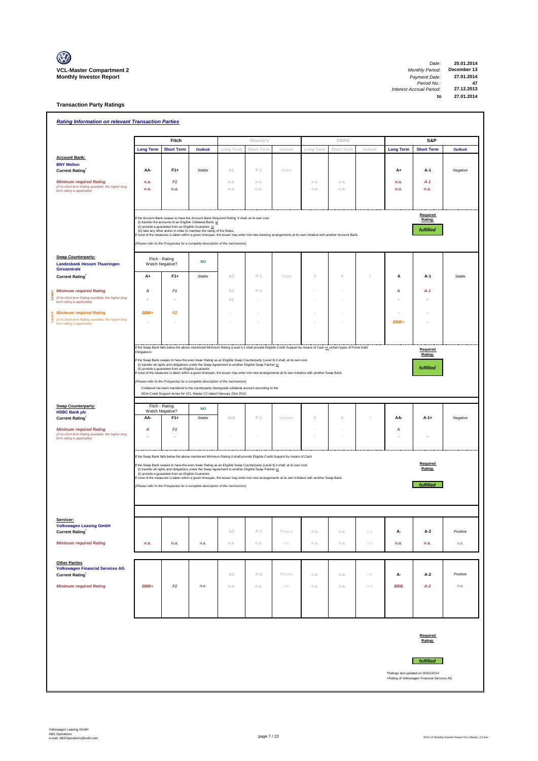**VCL-Master Compartment 2**
**Monthly Investor Report**

| | |
|---|---|
| *Date:* | **20.01.2014** |
| *Monthly Period:* | **December 13** |
| *Payment Date:* | **27.01.2014** |
| *Period No.:* | **47** |
| *Interest Accrual Period:* | **27.12.2013** |
| **to** | **27.01.2014** |

## Transaction Party Ratings

### *Rating Information on relevant Transaction Parties*

| | Fitch | | | Moody's | | | DBRS | | | S&P | | |
|---|---|---|---|---|---|---|---|---|---|---|---|---|
| | **Long Term** | **Short Term** | **Outlook** | Long Term | Short Term | Outlook | Long Term | Short Term | Outlook | **Long Term** | **Short Term** | **Outlook** |
| **Account Bank:** **BNY Mellon** | | | | | | | | | | | | |
| **Current Rating*** | **AA-** | **F1+** | *Stable* | A1 | P-1 | Stable | | | | **A+** | **A-1** | *Negative* |
| ***Minimum required Rating*** *(if no short term Rating available, the higher long term rating is applicable)* | *n.a.* | *F1* | | n.a. | n.a. | | n.a. | n.a. | | *n.a.* | *A-1* | |
| | *n.a.* | *n.a.* | | n.a. | n.a. | | n.a. | n.a. | | *n.a.* | *n.a.* | |

If the Account Bank ceases to have the *Account Bank Required Rating* it shall, at its own cost,
(i) transfer the accounts to an Eligible Collateral Bank, or
(ii) provide a guarantee from an Eligible Guarantor, or
(iii) take any other action in order to maintain the rating of the Notes.
If none of the measures is taken within a given timespan, the Issuer may enter into new banking arrangements at its own initiative with another Account Bank.

*(Please refer to the Prospectus for a complete description of the mechanism)*

**Required Rating:** ***fulfilled***

| | Fitch | | | Moody's | | | DBRS | | | S&P | | |
|---|---|---|---|---|---|---|---|---|---|---|---|---|
| **Swap Counterparty:** **Landesbank Hessen Thueringen Girozentrale** | Fitch - Rating Watch Negative? | | **NO** | | | | | | | | | |
| **Current Rating*** | **A+** | **F1+** | *Stable* | A2 | P-1 | Stable | 0 | 0 | 0 | **A** | **A-1** | *Stable* |
| **Level I** ***Minimum required Rating*** *(if no short term Rating available, the higher long term rating is applicable)* | *A* | *F1* | | A2 | P-1 | | - | - | | *A* | *A-1* | |
| | - | - | | A1 | - | | - | - | | - | - | |
| **Level II** ***Minimum required Rating*** *(if no short term Rating available, the higher long term rating is applicable)* | *BBB+* | *F2* | | - | - | | - | - | | - | - | |
| | - | - | | - | - | | - | - | | *BBB+* | - | |

If the Swap Bank falls below the above mentioned Minimum Rating (Level I) it shall provide Eligible Credit Support by means of Cash or certain types of Prime Debt Obligations

If the Swap Bank ceases to have the even lower Rating as an Eligible Swap Counterparty (Level II) it shall, at its own cost,
(i) transfer all rights and obligations under the Swap Agreement to another Eligible Swap Partner or
(ii) provide a guarantee from an Eligible Guarantor.
If none of the measures is taken within a given timespan, the Issuer may enter into new arrangements at its own initiative with another Swap Bank.

*(Please refer to the Prospectus for a complete description of the mechanism)*

Collateral has been transfered to the counterparty downgrade collateral account according to the ISDA Credit Support Annex for VCL Master C2 dated February 23rd 2010.

**Required Rating:** ***fulfilled***

| | Fitch | | | Moody's | | | DBRS | | | S&P | | |
|---|---|---|---|---|---|---|---|---|---|---|---|---|
| **Swap Counterparty:** **HSBC Bank plc** | Fitch - Rating Watch Negative? | | **NO** | | | | | | | | | |
| **Current Rating*** | **AA-** | **F1+** | *Stable* | Aa3 | P-1 | Negative | 0 | 0 | 0 | **AA-** | **A-1+** | *Negative* |
| ***Minimum required Rating*** *(if no short term Rating available, the higher long term rating is applicable)* | *A* | *F1* | | | | | - | - | | *A* | | |
| | - | - | | - | - | | - | - | | - | - | |

If the Swap Bank falls below the above mentioned Minimum Rating it shall provide Eligible Credit Support by means of Cash

If the Swap Bank ceases to have the even lower Rating as an Eligible Swap Counterparty (Level II) it shall, at its own cost,
(i) transfer all rights and obligations under the Swap Agreement to another Eligible Swap Partner or
(ii) provide a guarantee from an Eligible Guarantor.
If none of the measures is taken within a given timespan, the Issuer may enter into new arrangements at its own initiative with another Swap Bank.

*(Please refer to the Prospectus for a complete description of the mechanism)*

**Required Rating:** ***fulfilled***

| | Fitch | | | Moody's | | | DBRS | | | S&P | | |
|---|---|---|---|---|---|---|---|---|---|---|---|---|
| **Servicer:** **Volkswagen Leasing GmbH** | | | | | | | | | | | | |
| **Current Rating*** | | | | A3 | P-2 | Positive | n.a. | n.a. | n.a. | **A-** | **A-2** | *Positive* |
| ***Minimum required Rating*** | *n.a.* | *n.a.* | *n.a.* | n.a. | n.a. | n.a. | n.a. | n.a. | n.a. | *n.a.* | *n.a.* | *n.a.* |

| | Fitch | | | Moody's | | | DBRS | | | S&P | | |
|---|---|---|---|---|---|---|---|---|---|---|---|---|
| **Other Parties** **Volkswagen Financial Services AG** | | | | | | | | | | | | |
| **Current Rating*** | | | | A3 | P-2 | Positive | n.a. | n.a. | n.a. | **A-** | **A-2** | *Positive* |
| ***Minimum required Rating*** | *BBB+* | *F2* | *n.a.* | n.a. | n.a. | n.a. | n.a. | n.a. | n.a. | *BBB* | *A-2* | *n.a.* |

**Required Rating:** ***fulfilled***

*Ratings last updated on 06/01/2014
+Rating of Volkswagen Financial Services AG

Volkswagen Leasing GmbH
ABS Operations
e-mail: ABSOperations@vwfs.com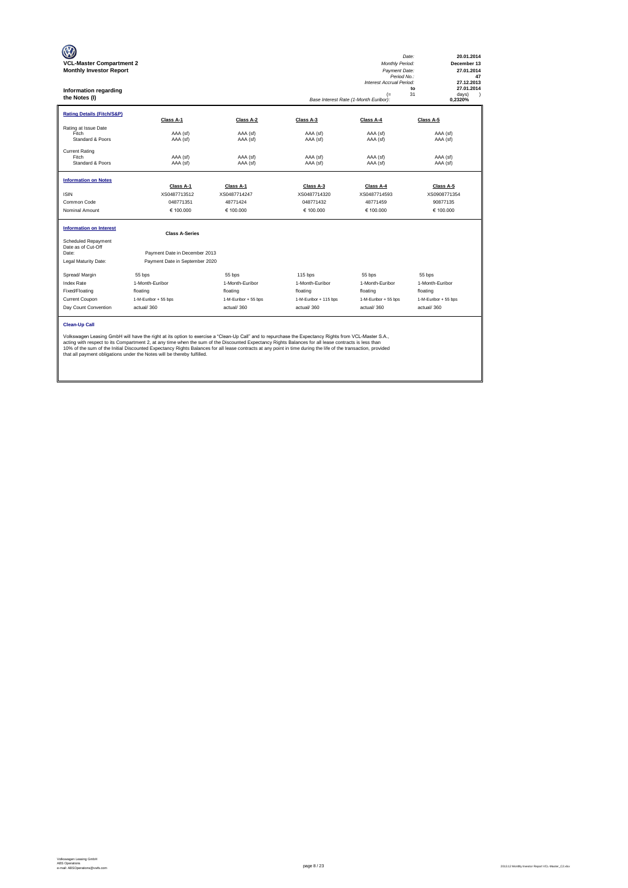**VCL-Master Compartment 2**
**Monthly Investor Report**

| | |
|---|---|
| *Date:* | 20.01.2014 |
| *Monthly Period:* | December 13 |
| *Payment Date:* | 27.01.2014 |
| *Period No.:* | 47 |
| *Interest Accrual Period:* | 27.12.2013 to 27.01.2014 (= 31 days) |
| *Base Interest Rate (1-Month Euribor):* | 0,2320% |

**Information regarding the Notes (I)**

**Rating Details (Fitch/S&P)**

| | Class A-1 | Class A-2 | Class A-3 | Class A-4 | Class A-5 |
|---|---|---|---|---|---|
| Rating at Issue Date | | | | | |
| Fitch | AAA (sf) | AAA (sf) | AAA (sf) | AAA (sf) | AAA (sf) |
| Standard & Poors | AAA (sf) | AAA (sf) | AAA (sf) | AAA (sf) | AAA (sf) |
| Current Rating | | | | | |
| Fitch | AAA (sf) | AAA (sf) | AAA (sf) | AAA (sf) | AAA (sf) |
| Standard & Poors | AAA (sf) | AAA (sf) | AAA (sf) | AAA (sf) | AAA (sf) |

**Information on Notes**

| | Class A-1 | Class A-1 | Class A-3 | Class A-4 | Class A-5 |
|---|---|---|---|---|---|
| ISIN | XS0487713512 | XS0487714247 | XS0487714320 | XS0487714593 | XS0908771354 |
| Common Code | 048771351 | 48771424 | 048771432 | 48771459 | 90877135 |
| Nominal Amount | € 100.000 | € 100.000 | € 100.000 | € 100.000 | € 100.000 |

**Information on Interest**

| | Class A-Series | | | | |
|---|---|---|---|---|---|
| Scheduled Repayment Date as of Cut-Off Date: | Payment Date in December 2013 | | | | |
| Legal Maturity Date: | Payment Date in September 2020 | | | | |
| Spread/ Margin | 55 bps | 55 bps | 115 bps | 55 bps | 55 bps |
| Index Rate | 1-Month-Euribor | 1-Month-Euribor | 1-Month-Euribor | 1-Month-Euribor | 1-Month-Euribor |
| Fixed/Floating | floating | floating | floating | floating | floating |
| Current Coupon | 1-M-Euribor + 55 bps | 1-M-Euribor + 55 bps | 1-M-Euribor + 115 bps | 1-M-Euribor + 55 bps | 1-M-Euribor + 55 bps |
| Day Count Convention | actual/ 360 | actual/ 360 | actual/ 360 | actual/ 360 | actual/ 360 |

**Clean-Up Call**

Volkswagen Leasing GmbH will have the right at its option to exercise a "Clean-Up Call" and to repurchase the Expectancy Rights from VCL-Master S.A., acting with respect to its Compartment 2, at any time when the sum of the Discounted Expectancy Rights Balances for all lease contracts is less than 10% of the sum of the Initial Discounted Expectancy Rights Balances for all lease contracts at any point in time during the life of the transaction, provided that all payment obligations under the Notes will be thereby fulfilled.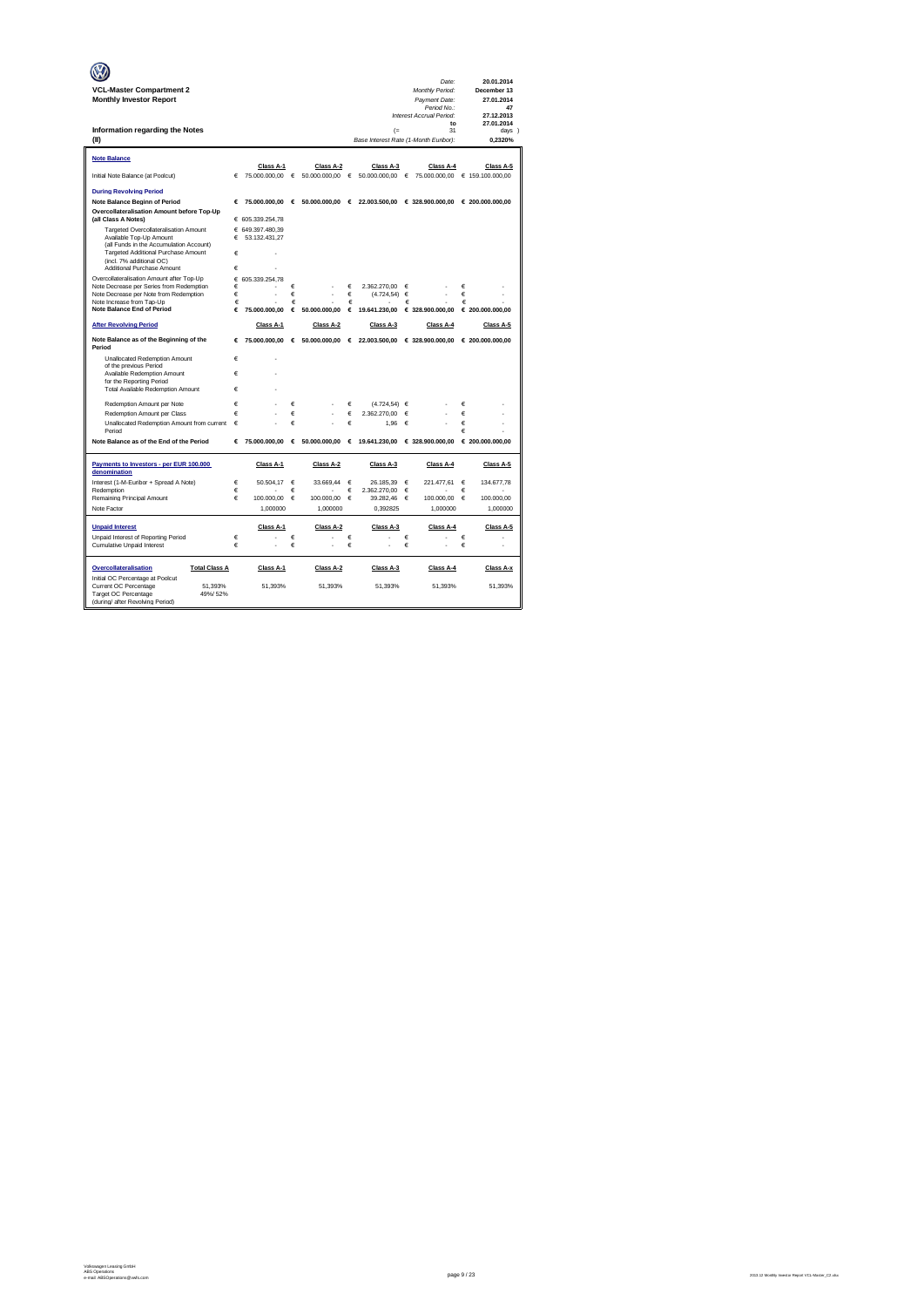**VCL-Master Compartment 2**
**Monthly Investor Report**

| | |
|---|---|
| *Date:* | **20.01.2014** |
| *Monthly Period:* | **December 13** |
| *Payment Date:* | **27.01.2014** |
| *Period No.:* | **47** |
| *Interest Accrual Period:* | **27.12.2013** |
| **to** | **27.01.2014** |
| (= 31 | days ) |
| *Base Interest Rate (1-Month Euribor):* | **0,2320%** |

## Information regarding the Notes
## (II)

| **Note Balance** | Class A-1 | Class A-2 | Class A-3 | Class A-4 | Class A-5 |
|---|---|---|---|---|---|
| Initial Note Balance (at Poolcut) | € 75.000.000,00 | € 50.000.000,00 | € 50.000.000,00 | € 75.000.000,00 | € 159.100.000,00 |
| **During Revolving Period** | | | | | |
| **Note Balance Beginn of Period** | € 75.000.000,00 | € 50.000.000,00 | € 22.003.500,00 | € 328.900.000,00 | € 200.000.000,00 |
| **Overcollateralisation Amount before Top-Up (all Class A Notes)** | € 605.339.254,78 | | | | |
| Targeted Overcollateralisation Amount | € 649.397.480,39 | | | | |
| Available Top-Up Amount (all Funds in the Accumulation Account) | € 53.132.431,27 | | | | |
| Targeted Additional Purchase Amount (incl. 7% additional OC) | € - | | | | |
| Additional Purchase Amount | € - | | | | |
| Overcollateralisation Amount after Top-Up | € 605.339.254,78 | | | | |
| Note Decrease per Series from Redemption | € - | € - | € 2.362.270,00 | € - | € - |
| Note Decrease per Note from Redemption | € - | € - | € (4.724,54) | € - | € - |
| Note Increase from Tap-Up | € - | € - | € - | € - | € - |
| **Note Balance End of Period** | € 75.000.000,00 | € 50.000.000,00 | € 19.641.230,00 | € 328.900.000,00 | € 200.000.000,00 |

| **After Revolving Period** | Class A-1 | Class A-2 | Class A-3 | Class A-4 | Class A-5 |
|---|---|---|---|---|---|
| **Note Balance as of the Beginning of the Period** | € 75.000.000,00 | € 50.000.000,00 | € 22.003.500,00 | € 328.900.000,00 | € 200.000.000,00 |
| Unallocated Redemption Amount of the previous Period | € - | | | | |
| Available Redemption Amount for the Reporting Period | € - | | | | |
| Total Available Redemption Amount | € - | | | | |
| Redemption Amount per Note | € - | € - | € (4.724,54) | € - | € - |
| Redemption Amount per Class | € - | € - | € 2.362.270,00 | € - | € - |
| Unallocated Redemption Amount from current Period | € - | € - | € 1,96 | € - | € - |
| | | | | | € - |
| **Note Balance as of the End of the Period** | € 75.000.000,00 | € 50.000.000,00 | € 19.641.230,00 | € 328.900.000,00 | € 200.000.000,00 |

| **Payments to Investors - per EUR 100.000 denomination** | Class A-1 | Class A-2 | Class A-3 | Class A-4 | Class A-5 |
|---|---|---|---|---|---|
| Interest (1-M-Euribor + Spread A Note) | € 50.504,17 | € 33.669,44 | € 26.185,39 | € 221.477,61 | € 134.677,78 |
| Redemption | € - | € - | € 2.362.270,00 | € - | € - |
| Remaining Principal Amount | € 100.000,00 | € 100.000,00 | € 39.282,46 | € 100.000,00 | € 100.000,00 |
| Note Factor | 1,000000 | 1,000000 | 0,392825 | 1,000000 | 1,000000 |

| **Unpaid Interest** | Class A-1 | Class A-2 | Class A-3 | Class A-4 | Class A-5 |
|---|---|---|---|---|---|
| Unpaid Interest of Reporting Period | € - | € - | € - | € - | € - |
| Cumulative Unpaid Interest | € - | € - | € - | € - | € - |

| **Overcollateralisation** | **Total Class A** | Class A-1 | Class A-2 | Class A-3 | Class A-4 | Class A-x |
|---|---|---|---|---|---|---|
| Initial OC Percentage at Poolcut | | | | | | |
| Current OC Percentage | 51,393% | 51,393% | 51,393% | 51,393% | 51,393% | 51,393% |
| Target OC Percentage (during/ after Revolving Period) | 49%/ 52% | | | | | |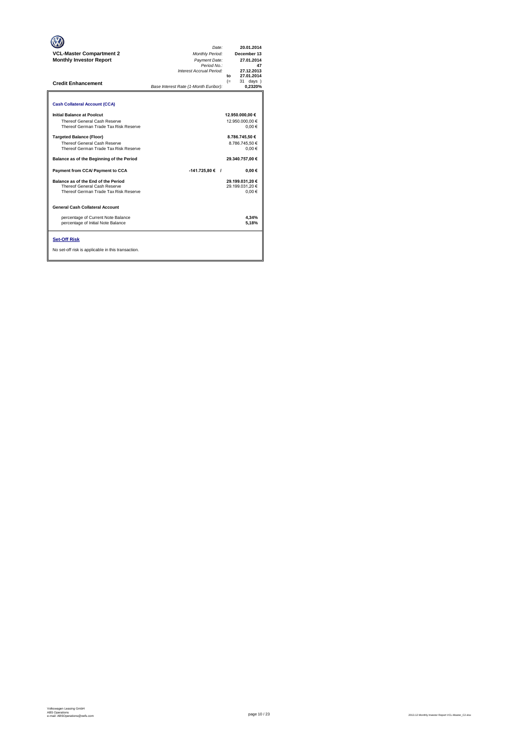**VCL-Master Compartment 2**
**Monthly Investor Report**

| | |
|---|---|
| *Date:* | **20.01.2014** |
| *Monthly Period:* | **December 13** |
| *Payment Date:* | **27.01.2014** |
| *Period No.:* | **47** |
| *Interest Accrual Period:* | **27.12.2013** |
| **to** | **27.01.2014** |
| (= | 31 days ) |
| *Base Interest Rate (1-Month Euribor):* | **0,2320%** |

## Credit Enhancement

### Cash Collateral Account (CCA)

| | | |
|---|---|---|
| **Initial Balance at Poolcut** | | **12.950.000,00 €** |
| Thereof General Cash Reserve | | 12.950.000,00 € |
| Thereof German Trade Tax Risk Reserve | | 0,00 € |
| **Targeted Balance (Floor)** | | **8.786.745,50 €** |
| Thereof General Cash Reserve | | 8.786.745,50 € |
| Thereof German Trade Tax Risk Reserve | | 0,00 € |
| **Balance as of the Beginning of the Period** | | **29.340.757,00 €** |
| **Payment from CCA/ Payment to CCA** | **-141.725,80 € /** | **0,00 €** |
| **Balance as of the End of the Period** | | **29.199.031,20 €** |
| Thereof General Cash Reserve | | 29.199.031,20 € |
| Thereof German Trade Tax Risk Reserve | | 0,00 € |

### General Cash Collateral Account

| | |
|---|---|
| percentage of Current Note Balance | **4,34%** |
| percentage of Initial Note Balance | **5,18%** |

### Set-Off Risk

No set-off risk is applicable in this transaction.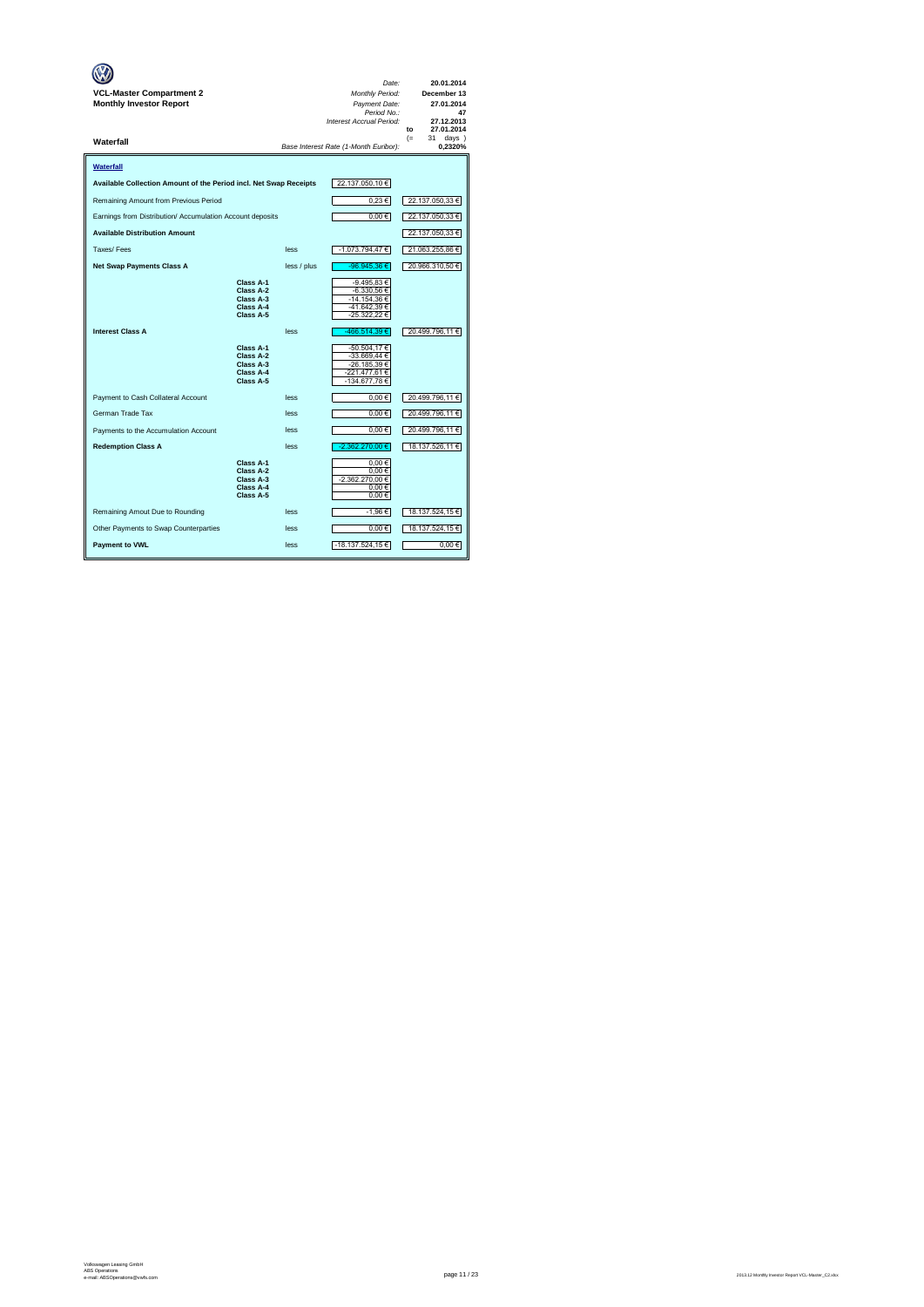**VCL-Master Compartment 2**
**Monthly Investor Report**

| | |
|---|---|
| *Date:* | **20.01.2014** |
| *Monthly Period:* | **December 13** |
| *Payment Date:* | **27.01.2014** |
| *Period No.:* | **47** |
| *Interest Accrual Period:* | **27.12.2013** |
| to | **27.01.2014** |
| (= | 31 days ) |
| *Base Interest Rate (1-Month Euribor):* | **0,2320%** |

## Waterfall

**Waterfall**

| | | | | |
|---|---|---|---|---|
| **Available Collection Amount of the Period incl. Net Swap Receipts** | | | 22.137.050,10 € | |
| Remaining Amount from Previous Period | | | 0,23 € | 22.137.050,33 € |
| Earnings from Distribution/ Accumulation Account deposits | | | 0,00 € | 22.137.050,33 € |
| **Available Distribution Amount** | | | | 22.137.050,33 € |
| Taxes/ Fees | | less | -1.073.794,47 € | 21.063.255,86 € |
| **Net Swap Payments Class A** | | less / plus | -96.945,36 € | 20.966.310,50 € |
| | **Class A-1** | | -9.495,83 € | |
| | **Class A-2** | | -6.330,56 € | |
| | **Class A-3** | | -14.154,36 € | |
| | **Class A-4** | | -41.642,39 € | |
| | **Class A-5** | | -25.322,22 € | |
| **Interest Class A** | | less | -466.514,39 € | 20.499.796,11 € |
| | **Class A-1** | | -50.504,17 € | |
| | **Class A-2** | | -33.669,44 € | |
| | **Class A-3** | | -26.185,39 € | |
| | **Class A-4** | | -221.477,61 € | |
| | **Class A-5** | | -134.677,78 € | |
| Payment to Cash Collateral Account | | less | 0,00 € | 20.499.796,11 € |
| German Trade Tax | | less | 0,00 € | 20.499.796,11 € |
| Payments to the Accumulation Account | | less | 0,00 € | 20.499.796,11 € |
| **Redemption Class A** | | less | -2.362.270,00 € | 18.137.526,11 € |
| | **Class A-1** | | 0,00 € | |
| | **Class A-2** | | 0,00 € | |
| | **Class A-3** | | -2.362.270,00 € | |
| | **Class A-4** | | 0,00 € | |
| | **Class A-5** | | 0,00 € | |
| Remaining Amout Due to Rounding | | less | -1,96 € | 18.137.524,15 € |
| Other Payments to Swap Counterparties | | less | 0,00 € | 18.137.524,15 € |
| **Payment to VWL** | | less | -18.137.524,15 € | 0,00 € |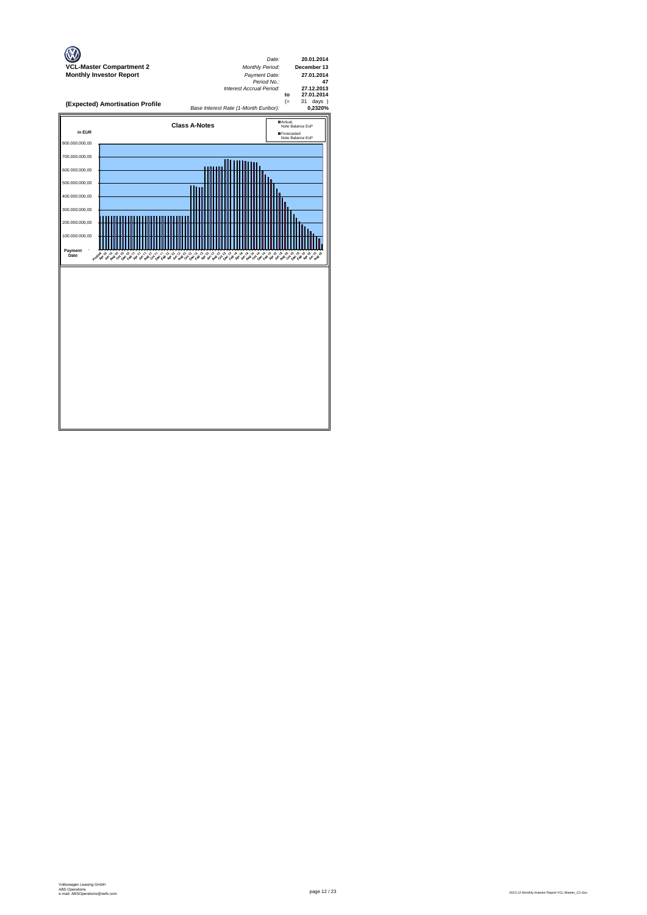**VCL-Master Compartment 2**
**Monthly Investor Report**

| | | |
|---|---|---|
| *Date:* | | **20.01.2014** |
| *Monthly Period:* | | **December 13** |
| *Payment Date:* | | **27.01.2014** |
| *Period No.:* | | **47** |
| *Interest Accrual Period:* | | **27.12.2013** |
| | to | **27.01.2014** |
| | (= | 31 days ) |
| *Base Interest Rate (1-Month Euribor):* | | **0,2320%** |

**(Expected) Amortisation Profile**

**Class A-Notes**

in EUR

Actual, Note Balance EoP
Forecasted Note Balance EoP

800.000.000,00
700.000.000,00
600.000.000,00
500.000.000,00
400.000.000,00
300.000.000,00
200.000.000,00
100.000.000,00
Payment Date -

Volkswagen Leasing GmbH
ABS Operations
e-mail: ABSOperations@vwfs.com

2013.12 Monthly Investor Report VCL-Master_C2.xlsx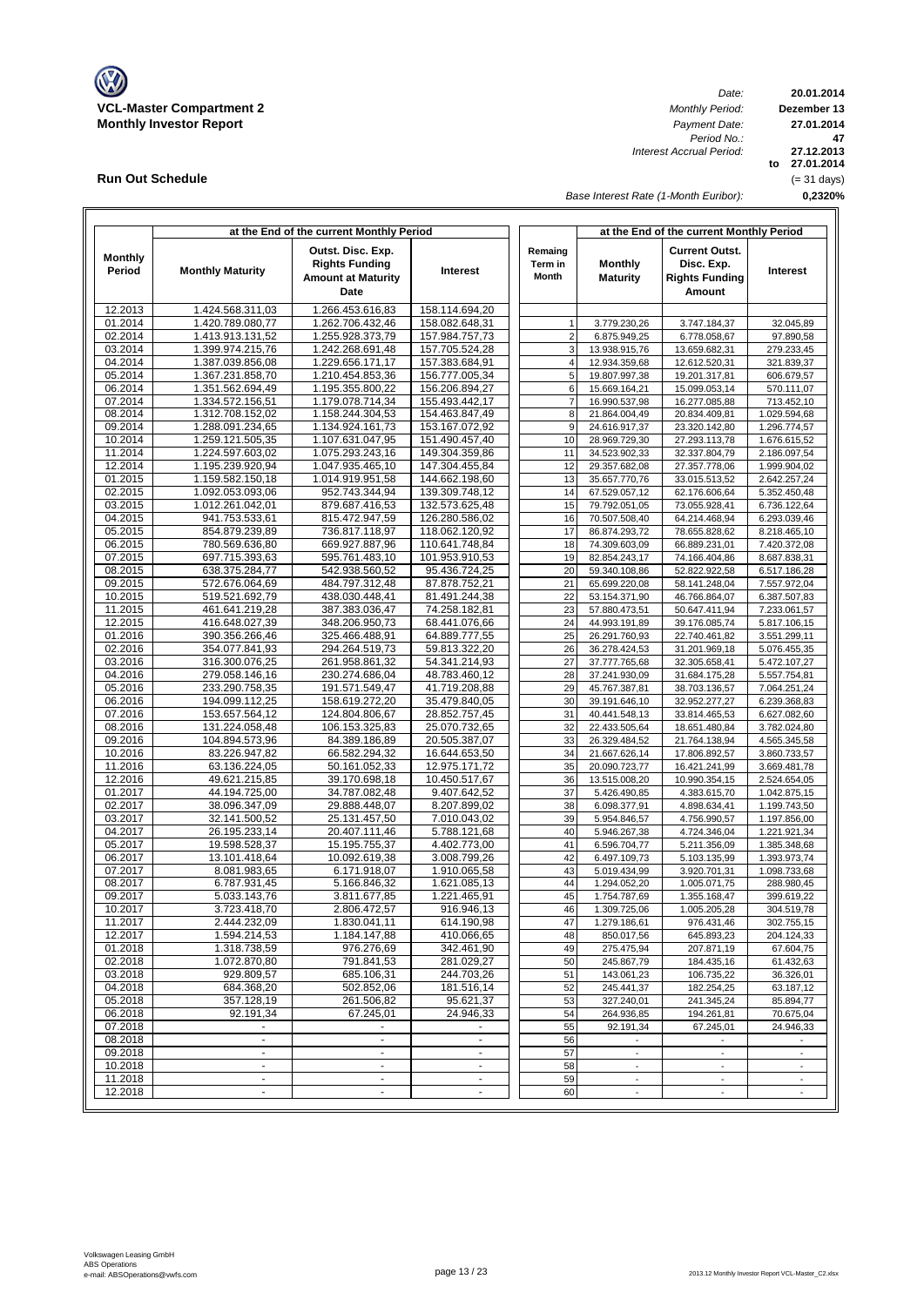**VCL-Master Compartment 2**
**Monthly Investor Report**

| | |
|---|---|
| *Date:* | **20.01.2014** |
| *Monthly Period:* | **Dezember 13** |
| *Payment Date:* | **27.01.2014** |
| *Period No.:* | **47** |
| *Interest Accrual Period:* | **27.12.2013** |
| | **to 27.01.2014** |
| | (= 31 days) |
| *Base Interest Rate (1-Month Euribor):* | **0,2320%** |

## Run Out Schedule

| at the End of the current Monthly Period | | | | | at the End of the current Monthly Period | | |
|---|---|---|---|---|---|---|---|
| **Monthly Period** | **Monthly Maturity** | **Outst. Disc. Exp. Rights Funding Amount at Maturity Date** | **Interest** | **Remaing Term in Month** | **Monthly Maturity** | **Current Outst. Disc. Exp. Rights Funding Amount** | **Interest** |
| 12.2013 | 1.424.568.311,03 | 1.266.453.616,83 | 158.114.694,20 | | | | |
| 01.2014 | 1.420.789.080,77 | 1.262.706.432,46 | 158.082.648,31 | 1 | 3.779.230,26 | 3.747.184,37 | 32.045,89 |
| 02.2014 | 1.413.913.131,52 | 1.255.928.373,79 | 157.984.757,73 | 2 | 6.875.949,25 | 6.778.058,67 | 97.890,58 |
| 03.2014 | 1.399.974.215,76 | 1.242.268.691,48 | 157.705.524,28 | 3 | 13.938.915,76 | 13.659.682,31 | 279.233,45 |
| 04.2014 | 1.387.039.856,08 | 1.229.656.171,17 | 157.383.684,91 | 4 | 12.934.359,68 | 12.612.520,31 | 321.839,37 |
| 05.2014 | 1.367.231.858,70 | 1.210.454.853,36 | 156.777.005,34 | 5 | 19.807.997,38 | 19.201.317,81 | 606.679,57 |
| 06.2014 | 1.351.562.694,49 | 1.195.355.800,22 | 156.206.894,27 | 6 | 15.669.164,21 | 15.099.053,14 | 570.111,07 |
| 07.2014 | 1.334.572.156,51 | 1.179.078.714,34 | 155.493.442,17 | 7 | 16.990.537,98 | 16.277.085,88 | 713.452,10 |
| 08.2014 | 1.312.708.152,02 | 1.158.244.304,53 | 154.463.847,49 | 8 | 21.864.004,49 | 20.834.409,81 | 1.029.594,68 |
| 09.2014 | 1.288.091.234,65 | 1.134.924.161,73 | 153.167.072,92 | 9 | 24.616.917,37 | 23.320.142,80 | 1.296.774,57 |
| 10.2014 | 1.259.121.505,35 | 1.107.631.047,95 | 151.490.457,40 | 10 | 28.969.729,30 | 27.293.113,78 | 1.676.615,52 |
| 11.2014 | 1.224.597.603,02 | 1.075.293.243,16 | 149.304.359,86 | 11 | 34.523.902,33 | 32.337.804,79 | 2.186.097,54 |
| 12.2014 | 1.195.239.920,94 | 1.047.935.465,10 | 147.304.455,84 | 12 | 29.357.682,08 | 27.357.778,06 | 1.999.904,02 |
| 01.2015 | 1.159.582.150,18 | 1.014.919.951,58 | 144.662.198,60 | 13 | 35.657.770,76 | 33.015.513,52 | 2.642.257,24 |
| 02.2015 | 1.092.053.093,06 | 952.743.344,94 | 139.309.748,12 | 14 | 67.529.057,12 | 62.176.606,64 | 5.352.450,48 |
| 03.2015 | 1.012.261.042,01 | 879.687.416,53 | 132.573.625,48 | 15 | 79.792.051,05 | 73.055.928,41 | 6.736.122,64 |
| 04.2015 | 941.753.533,61 | 815.472.947,59 | 126.280.586,02 | 16 | 70.507.508,40 | 64.214.468,94 | 6.293.039,46 |
| 05.2015 | 854.879.239,89 | 736.817.118,97 | 118.062.120,92 | 17 | 86.874.293,72 | 78.655.828,62 | 8.218.465,10 |
| 06.2015 | 780.569.636,80 | 669.927.887,96 | 110.641.748,84 | 18 | 74.309.603,09 | 66.889.231,01 | 7.420.372,08 |
| 07.2015 | 697.715.393,63 | 595.761.483,10 | 101.953.910,53 | 19 | 82.854.243,17 | 74.166.404,86 | 8.687.838,31 |
| 08.2015 | 638.375.284,77 | 542.938.560,52 | 95.436.724,25 | 20 | 59.340.108,86 | 52.822.922,58 | 6.517.186,28 |
| 09.2015 | 572.676.064,69 | 484.797.312,48 | 87.878.752,21 | 21 | 65.699.220,08 | 58.141.248,04 | 7.557.972,04 |
| 10.2015 | 519.521.692,79 | 438.030.448,41 | 81.491.244,38 | 22 | 53.154.371,90 | 46.766.864,07 | 6.387.507,83 |
| 11.2015 | 461.641.219,28 | 387.383.036,47 | 74.258.182,81 | 23 | 57.880.473,51 | 50.647.411,94 | 7.233.061,57 |
| 12.2015 | 416.648.027,39 | 348.206.950,73 | 68.441.076,66 | 24 | 44.993.191,89 | 39.176.085,74 | 5.817.106,15 |
| 01.2016 | 390.356.266,46 | 325.466.488,91 | 64.889.777,55 | 25 | 26.291.760,93 | 22.740.461,82 | 3.551.299,11 |
| 02.2016 | 354.077.841,93 | 294.264.519,73 | 59.813.322,20 | 26 | 36.278.424,53 | 31.201.969,18 | 5.076.455,35 |
| 03.2016 | 316.300.076,25 | 261.958.861,32 | 54.341.214,93 | 27 | 37.777.765,68 | 32.305.658,41 | 5.472.107,27 |
| 04.2016 | 279.058.146,16 | 230.274.686,04 | 48.783.460,12 | 28 | 37.241.930,09 | 31.684.175,28 | 5.557.754,81 |
| 05.2016 | 233.290.758,35 | 191.571.549,47 | 41.719.208,88 | 29 | 45.767.387,81 | 38.703.136,57 | 7.064.251,24 |
| 06.2016 | 194.099.112,25 | 158.619.272,20 | 35.479.840,05 | 30 | 39.191.646,10 | 32.952.277,27 | 6.239.368,83 |
| 07.2016 | 153.657.564,12 | 124.804.806,67 | 28.852.757,45 | 31 | 40.441.548,13 | 33.814.465,53 | 6.627.082,60 |
| 08.2016 | 131.224.058,48 | 106.153.325,83 | 25.070.732,65 | 32 | 22.433.505,64 | 18.651.480,84 | 3.782.024,80 |
| 09.2016 | 104.894.573,96 | 84.389.186,89 | 20.505.387,07 | 33 | 26.329.484,52 | 21.764.138,94 | 4.565.345,58 |
| 10.2016 | 83.226.947,82 | 66.582.294,32 | 16.644.653,50 | 34 | 21.667.626,14 | 17.806.892,57 | 3.860.733,57 |
| 11.2016 | 63.136.224,05 | 50.161.052,33 | 12.975.171,72 | 35 | 20.090.723,77 | 16.421.241,99 | 3.669.481,78 |
| 12.2016 | 49.621.215,85 | 39.170.698,18 | 10.450.517,67 | 36 | 13.515.008,20 | 10.990.354,15 | 2.524.654,05 |
| 01.2017 | 44.194.725,00 | 34.787.082,48 | 9.407.642,52 | 37 | 5.426.490,85 | 4.383.615,70 | 1.042.875,15 |
| 02.2017 | 38.096.347,09 | 29.888.448,07 | 8.207.899,02 | 38 | 6.098.377,91 | 4.898.634,41 | 1.199.743,50 |
| 03.2017 | 32.141.500,52 | 25.131.457,50 | 7.010.043,02 | 39 | 5.954.846,57 | 4.756.990,57 | 1.197.856,00 |
| 04.2017 | 26.195.233,14 | 20.407.111,46 | 5.788.121,68 | 40 | 5.946.267,38 | 4.724.346,04 | 1.221.921,34 |
| 05.2017 | 19.598.528,37 | 15.195.755,37 | 4.402.773,00 | 41 | 6.596.704,77 | 5.211.356,09 | 1.385.348,68 |
| 06.2017 | 13.101.418,64 | 10.092.619,38 | 3.008.799,26 | 42 | 6.497.109,73 | 5.103.135,99 | 1.393.973,74 |
| 07.2017 | 8.081.983,65 | 6.171.918,07 | 1.910.065,58 | 43 | 5.019.434,99 | 3.920.701,31 | 1.098.733,68 |
| 08.2017 | 6.787.931,45 | 5.166.846,32 | 1.621.085,13 | 44 | 1.294.052,20 | 1.005.071,75 | 288.980,45 |
| 09.2017 | 5.033.143,76 | 3.811.677,85 | 1.221.465,91 | 45 | 1.754.787,69 | 1.355.168,47 | 399.619,22 |
| 10.2017 | 3.723.418,70 | 2.806.472,57 | 916.946,13 | 46 | 1.309.725,06 | 1.005.205,28 | 304.519,78 |
| 11.2017 | 2.444.232,09 | 1.830.041,11 | 614.190,98 | 47 | 1.279.186,61 | 976.431,46 | 302.755,15 |
| 12.2017 | 1.594.214,53 | 1.184.147,88 | 410.066,65 | 48 | 850.017,56 | 645.893,23 | 204.124,33 |
| 01.2018 | 1.318.738,59 | 976.276,69 | 342.461,90 | 49 | 275.475,94 | 207.871,19 | 67.604,75 |
| 02.2018 | 1.072.870,80 | 791.841,53 | 281.029,27 | 50 | 245.867,79 | 184.435,16 | 61.432,63 |
| 03.2018 | 929.809,57 | 685.106,31 | 244.703,26 | 51 | 143.061,23 | 106.735,22 | 36.326,01 |
| 04.2018 | 684.368,20 | 502.852,06 | 181.516,14 | 52 | 245.441,37 | 182.254,25 | 63.187,12 |
| 05.2018 | 357.128,19 | 261.506,82 | 95.621,37 | 53 | 327.240,01 | 241.345,24 | 85.894,77 |
| 06.2018 | 92.191,34 | 67.245,01 | 24.946,33 | 54 | 264.936,85 | 194.261,81 | 70.675,04 |
| 07.2018 | - | - | - | 55 | 92.191,34 | 67.245,01 | 24.946,33 |
| 08.2018 | - | - | - | 56 | - | - | - |
| 09.2018 | - | - | - | 57 | - | - | - |
| 10.2018 | - | - | - | 58 | - | - | - |
| 11.2018 | - | - | - | 59 | - | - | - |
| 12.2018 | - | - | - | 60 | - | - | - |

Volkswagen Leasing GmbH
ABS Operations
e-mail: ABSOperations@vwfs.com

2013.12 Monthly Investor Report VCL-Master_C2.xlsx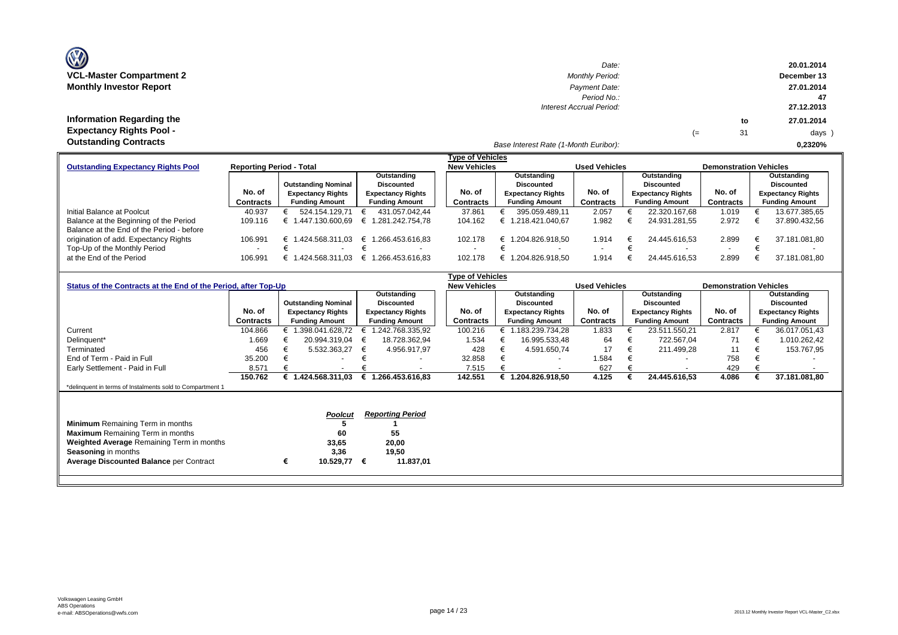# VCL-Master Compartment 2
## Monthly Investor Report

| | | | | |
|---|---|---|---|---|
| *Date:* | | | | 20.01.2014 |
| *Monthly Period:* | | | | December 13 |
| *Payment Date:* | | | | 27.01.2014 |
| *Period No.:* | | | | 47 |
| *Interest Accrual Period:* | | | | 27.12.2013 |
| | | | to | 27.01.2014 |
| | | (= | 31 | days ) |
| *Base Interest Rate (1-Month Euribor):* | | | | 0,2320% |

## Information Regarding the Expectancy Rights Pool - Outstanding Contracts

| Outstanding Expectancy Rights Pool | Reporting Period - Total | | | Type of Vehicles: New Vehicles | | Used Vehicles | | Demonstration Vehicles | |
|---|---|---|---|---|---|---|---|---|---|
| | No. of Contracts | Outstanding Nominal Expectancy Rights Funding Amount | Outstanding Discounted Expectancy Rights Funding Amount | No. of Contracts | Outstanding Discounted Expectancy Rights Funding Amount | No. of Contracts | Outstanding Discounted Expectancy Rights Funding Amount | No. of Contracts | Outstanding Discounted Expectancy Rights Funding Amount |
| Initial Balance at Poolcut | 40.937 | € 524.154.129,71 | € 431.057.042,44 | 37.861 | € 395.059.489,11 | 2.057 | € 22.320.167,68 | 1.019 | € 13.677.385,65 |
| Balance at the Beginning of the Period | 109.116 | € 1.447.130.600,69 | € 1.281.242.754,78 | 104.162 | € 1.218.421.040,67 | 1.982 | € 24.931.281,55 | 2.972 | € 37.890.432,56 |
| Balance at the End of the Period - before origination of add. Expectancy Rights | 106.991 | € 1.424.568.311,03 | € 1.266.453.616,83 | 102.178 | € 1.204.826.918,50 | 1.914 | € 24.445.616,53 | 2.899 | € 37.181.081,80 |
| Top-Up of the Monthly Period | - | € - | € - | - | € - | - | € - | - | € - |
| at the End of the Period | 106.991 | € 1.424.568.311,03 | € 1.266.453.616,83 | 102.178 | € 1.204.826.918,50 | 1.914 | € 24.445.616,53 | 2.899 | € 37.181.081,80 |

| Status of the Contracts at the End of the Period, after Top-Up | | | | Type of Vehicles: New Vehicles | | Used Vehicles | | Demonstration Vehicles | |
|---|---|---|---|---|---|---|---|---|---|
| | No. of Contracts | Outstanding Nominal Expectancy Rights Funding Amount | Outstanding Discounted Expectancy Rights Funding Amount | No. of Contracts | Outstanding Discounted Expectancy Rights Funding Amount | No. of Contracts | Outstanding Discounted Expectancy Rights Funding Amount | No. of Contracts | Outstanding Discounted Expectancy Rights Funding Amount |
| Current | 104.866 | € 1.398.041.628,72 | € 1.242.768.335,92 | 100.216 | € 1.183.239.734,28 | 1.833 | € 23.511.550,21 | 2.817 | € 36.017.051,43 |
| Delinquent* | 1.669 | € 20.994.319,04 | € 18.728.362,94 | 1.534 | € 16.995.533,48 | 64 | € 722.567,04 | 71 | € 1.010.262,42 |
| Terminated | 456 | € 5.532.363,27 | € 4.956.917,97 | 428 | € 4.591.650,74 | 17 | € 211.499,28 | 11 | € 153.767,95 |
| End of Term - Paid in Full | 35.200 | € - | € - | 32.858 | € - | 1.584 | € - | 758 | € - |
| Early Settlement - Paid in Full | 8.571 | € - | € - | 7.515 | € - | 627 | € - | 429 | € - |
| | **150.762** | **€ 1.424.568.311,03** | **€ 1.266.453.616,83** | **142.551** | **€ 1.204.826.918,50** | **4.125** | **€ 24.445.616,53** | **4.086** | **€ 37.181.081,80** |

*delinquent in terms of Instalments sold to Compartment 1

| | *Poolcut* | *Reporting Period* |
|---|---|---|
| **Minimum** Remaining Term in months | 5 | 1 |
| **Maximum** Remaining Term in months | 60 | 55 |
| **Weighted Average** Remaining Term in months | 33,65 | 20,00 |
| **Seasoning** in months | 3,36 | 19,50 |
| **Average Discounted Balance** per Contract | € 10.529,77 | € 11.837,01 |

Volkswagen Leasing GmbH
ABS Operations
e-mail: ABSOperations@vwfs.com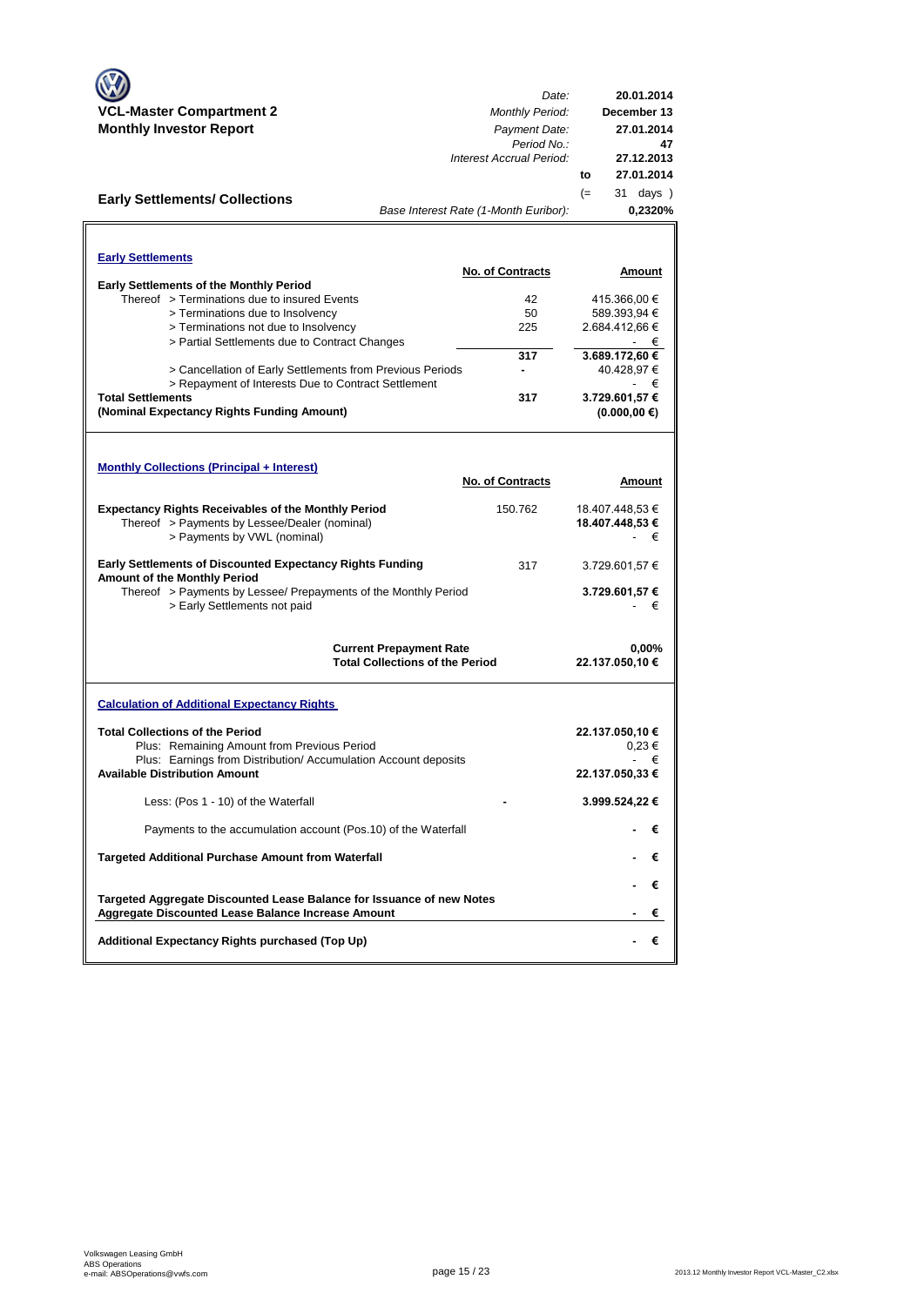**VCL-Master Compartment 2**
**Monthly Investor Report**

| | |
|---|---|
| *Date:* | **20.01.2014** |
| *Monthly Period:* | **December 13** |
| *Payment Date:* | **27.01.2014** |
| *Period No.:* | **47** |
| *Interest Accrual Period:* | **27.12.2013** |
| **to** | **27.01.2014** |
| (= | 31 days ) |
| *Base Interest Rate (1-Month Euribor):* | **0,2320%** |

## Early Settlements/ Collections

### Early Settlements

| | No. of Contracts | Amount |
|---|---|---|
| **Early Settlements of the Monthly Period** | | |
| Thereof > Terminations due to insured Events | 42 | 415.366,00 € |
| > Terminations due to Insolvency | 50 | 589.393,94 € |
| > Terminations not due to Insolvency | 225 | 2.684.412,66 € |
| > Partial Settlements due to Contract Changes | | - € |
| | **317** | **3.689.172,60 €** |
| > Cancellation of Early Settlements from Previous Periods | - | 40.428,97 € |
| > Repayment of Interests Due to Contract Settlement | | - € |
| **Total Settlements** | **317** | **3.729.601,57 €** |
| **(Nominal Expectancy Rights Funding Amount)** | | **(0.000,00 €)** |

### Monthly Collections (Principal + Interest)

| | No. of Contracts | Amount |
|---|---|---|
| **Expectancy Rights Receivables of the Monthly Period** | 150.762 | 18.407.448,53 € |
| Thereof > Payments by Lessee/Dealer (nominal) | | **18.407.448,53 €** |
| > Payments by VWL (nominal) | | - € |
| **Early Settlements of Discounted Expectancy Rights Funding Amount of the Monthly Period** | 317 | 3.729.601,57 € |
| Thereof > Payments by Lessee/ Prepayments of the Monthly Period | | **3.729.601,57 €** |
| > Early Settlements not paid | | - € |
| **Current Prepayment Rate** | | **0,00%** |
| **Total Collections of the Period** | | **22.137.050,10 €** |

### Calculation of Additional Expectancy Rights

| | | |
|---|---|---|
| **Total Collections of the Period** | | **22.137.050,10 €** |
| Plus: Remaining Amount from Previous Period | | 0,23 € |
| Plus: Earnings from Distribution/ Accumulation Account deposits | | - € |
| **Available Distribution Amount** | | **22.137.050,33 €** |
| Less: (Pos 1 - 10) of the Waterfall | - | **3.999.524,22 €** |
| Payments to the accumulation account (Pos.10) of the Waterfall | | **- €** |
| **Targeted Additional Purchase Amount from Waterfall** | | **- €** |
| | | **- €** |
| **Targeted Aggregate Discounted Lease Balance for Issuance of new Notes** | | |
| **Aggregate Discounted Lease Balance Increase Amount** | | **- €** |
| **Additional Expectancy Rights purchased (Top Up)** | | **- €** |

Volkswagen Leasing GmbH
ABS Operations
e-mail: ABSOperations@vwfs.com

2013.12 Monthly Investor Report VCL-Master_C2.xlsx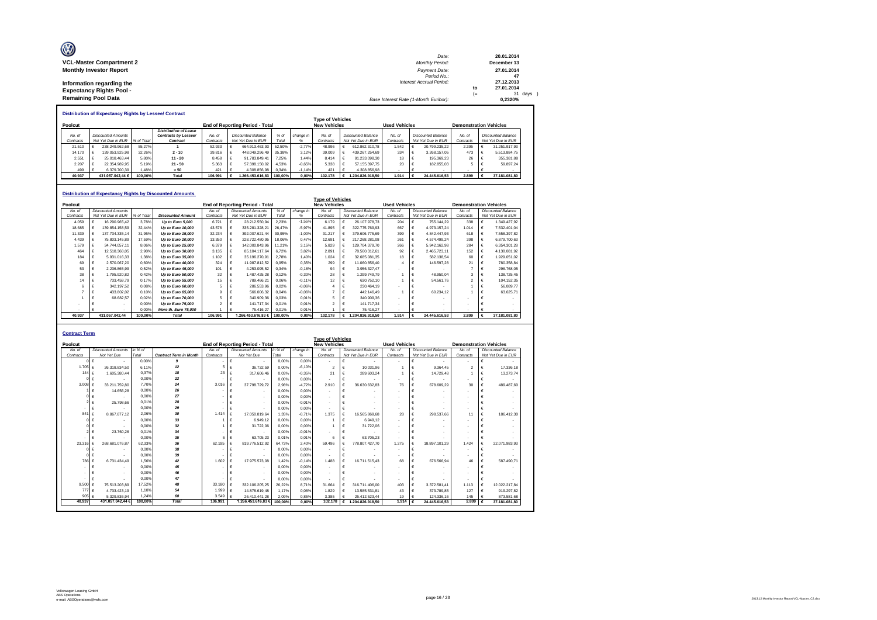**VCL-Master Compartment 2**
**Monthly Investor Report**

**Information regarding the Expectancy Rights Pool - Remaining Pool Data**

| | | |
|---|---|---|
| Date: | | 20.01.2014 |
| Monthly Period: | | December 13 |
| Payment Date: | | 27.01.2014 |
| Period No.: | | 47 |
| Interest Accrual Period: | | 27.12.2013 |
| | to | 27.01.2014 |
| | (= | 31 days ) |
| Base Interest Rate (1-Month Euribor): | | 0,2320% |

### Distribution of Expectancy Rights by Lessee/ Contract

| Poolcut | | | | End of Reporting Period - Total | | | | Type of Vehicles New Vehicles | | Used Vehicles | | Demonstration Vehicles | |
|---|---|---|---|---|---|---|---|---|---|---|---|---|---|
| No. of Contracts | Discounted Amounts Not Yet Due in EUR | % of Total | Distribution of Lease Contracts by Lessee/ Contract | No. of Contracts | Discounted Balance Not Yet Due in EUR | % of Total | change in % | No. of Contracts | Discounted Balance Not Yet Due in EUR | No. of Contracts | Discounted Balance Not Yet Due in EUR | No. of Contracts | Discounted Balance Not Yet Due in EUR |
| 21.510 | € 238.249.962,68 | 55,27% | 1 | 52.933 | € 664.913.463,93 | 52,50% | -2,77% | 48.996 | € 612.862.310,78 | 1.542 | € 20.799.235,22 | 2.395 | € 31.251.917,93 |
| 14.170 | € 139.053.925,98 | 32,26% | 2 - 10 | 39.816 | € 448.049.296,49 | 35,38% | 3,12% | 39.009 | € 439.267.254,69 | 334 | € 3.268.157,05 | 473 | € 5.513.884,75 |
| 2.551 | € 25.018.463,44 | 5,80% | 11 - 20 | 8.458 | € 91.783.849,41 | 7,25% | 1,44% | 8.414 | € 91.233.098,30 | 18 | € 195.369,23 | 26 | € 355.381,88 |
| 2.207 | € 22.354.989,95 | 5,19% | 21 - 50 | 5.363 | € 57.398.150,02 | 4,53% | -0,65% | 5.338 | € 57.155.397,75 | 20 | € 182.855,03 | 5 | € 59.897,24 |
| 499 | € 6.379.700,39 | 1,48% | > 50 | 421 | € 4.308.856,98 | 0,34% | -1,14% | 421 | € 4.308.856,98 | - | € - | - | € - |
| 40.937 | 431.057.042,44 € | 100,00% | Total | 106.991 | € 1.266.453.616,83 | 100,00% | 0,00% | 102.178 | € 1.204.826.918,50 | 1.914 | € 24.445.616,53 | 2.899 | € 37.181.081,80 |

### Distribution of Expectancy Rights by Discounted Amounts

| Poolcut | | | | End of Reporting Period - Total | | | | Type of Vehicles New Vehicles | | Used Vehicles | | Demonstration Vehicles | |
|---|---|---|---|---|---|---|---|---|---|---|---|---|---|
| No. of Contracts | Discounted Amounts Not Yet Due in EUR | % of Total | Discounted Amount | No. of Contracts | Discounted Amounts Not Yet Due in EUR | % of Total | change in % | No. of Contracts | Discounted Balance Not Yet Due in EUR | No. of Contracts | Discounted Balance Not Yet Due in EUR | No. of Contracts | Discounted Balance Not Yet Due in EUR |
| 4.059 | € 16.290.965,42 | 3,78% | Up to Euro 5,000 | 6.721 | € 28.212.550,94 | 2,23% | -1,55% | 6.179 | € 26.107.978,73 | 204 | € 755.144,29 | 338 | € 1.349.427,92 |
| 18.685 | € 139.854.158,59 | 32,44% | Up to Euro 10,000 | 43.576 | € 335.281.328,21 | 26,47% | -5,97% | 41.895 | € 322.775.769,93 | 667 | € 4.973.157,24 | 1.014 | € 7.532.401,04 |
| 11.339 | € 137.734.335,14 | 31,95% | Up to Euro 15,000 | 32.234 | € 392.007.621,44 | 30,95% | -1,00% | 31.217 | € 379.606.775,69 | 399 | € 4.842.447,93 | 618 | € 7.558.397,82 |
| 4.439 | € 75.803.145,89 | 17,59% | Up to Euro 20,000 | 13.350 | € 228.722.480,95 | 18,06% | 0,47% | 12.691 | € 217.268.281,08 | 261 | € 4.574.499,24 | 398 | € 6.879.700,63 |
| 1.579 | € 34.744.057,11 | 8,06% | Up to Euro 25,000 | 6.379 | € 142.000.843,96 | 11,21% | 3,15% | 5.829 | € 129.704.379,70 | 266 | € 5.942.162,98 | 284 | € 6.354.301,28 |
| 464 | € 12.518.368,05 | 2,90% | Up to Euro 30,000 | 3.135 | € 85.104.117,64 | 6,72% | 3,82% | 2.891 | € 78.500.312,61 | 92 | € 2.465.723,11 | 152 | € 4.138.081,92 |
| 184 | € 5.931.016,33 | 1,38% | Up to Euro 35,000 | 1.102 | € 35.196.270,91 | 2,78% | 1,40% | 1.024 | € 32.685.081,35 | 18 | € 582.138,54 | 60 | € 1.929.051,02 |
| 69 | € 2.570.067,20 | 0,60% | Up to Euro 40,000 | 324 | € 11.987.812,52 | 0,95% | 0,35% | 299 | € 11.060.856,40 | 4 | € 146.597,28 | 21 | € 780.358,84 |
| 53 | € 2.236.865,99 | 0,52% | Up to Euro 45,000 | 101 | € 4.253.095,52 | 0,34% | -0,18% | 94 | € 3.956.327,47 | - | € - | 7 | € 296.768,05 |
| 38 | € 1.795.920,82 | 0,42% | Up to Euro 50,000 | 32 | € 1.487.425,28 | 0,12% | -0,30% | 28 | € 1.299.749,79 | 1 | € 48.950,04 | 3 | € 138.725,45 |
| 14 | € 733.459,79 | 0,17% | Up to Euro 55,000 | 15 | € 789.466,21 | 0,06% | -0,11% | 12 | € 630.752,10 | 1 | € 54.561,76 | 2 | € 104.152,35 |
| 6 | € 342.197,52 | 0,08% | Up to Euro 60,000 | 5 | € 286.553,96 | 0,02% | -0,06% | 4 | € 230.464,19 | - | € - | 1 | € 56.089,77 |
| 7 | € 433.802,02 | 0,10% | Up to Euro 65,000 | 9 | € 566.006,32 | 0,04% | -0,06% | 7 | € 442.146,49 | 1 | € 60.234,12 | 1 | € 63.625,71 |
| 1 | € 68.682,57 | 0,02% | Up to Euro 70,000 | 5 | € 340.909,36 | 0,03% | 0,01% | 5 | € 340.909,36 | - | € - | - | € - |
| - | € - | 0,00% | Up to Euro 75,000 | 2 | € 141.717,34 | 0,01% | 0,01% | 2 | € 141.717,34 | - | € - | - | € - |
| - | € - | 0,00% | More th. Euro 75,000 | 1 | € 75.416,27 | 0,01% | 0,01% | 1 | € 75.416,27 | - | € - | - | € - |
| 40.937 | 431.057.042,44 | 100,00% | Total | 106.991 | 1.266.453.616,83 € | 100,00% | 0,00% | 102.178 | € 1.204.826.918,50 | 1.914 | € 24.445.616,53 | 2.899 | € 37.181.081,80 |

### Contract Term

| Poolcut | | | | End of Reporting Period - Total | | | | Type of Vehicles New Vehicles | | Used Vehicles | | Demonstration Vehicles | |
|---|---|---|---|---|---|---|---|---|---|---|---|---|---|
| No. of Contracts | Discounted Amounts Not Yet Due | in % of Total | Contract Term in Month | No. of Contracts | Discounted Amounts Not Yet Due | in % of Total | change in % | No. of Contracts | Discounted Balance Not Yet Due in EUR | No. of Contracts | Discounted Balance Not Yet Due in EUR | No. of Contracts | Discounted Balance Not Yet Due in EUR |
| 0 | € - | 0,00% | 9 | - | € - | 0,00% | 0,00% | - | € - | - | € - | - | € - |
| 1.705 | € 26.318.834,50 | 6,11% | 12 | 5 | € 36.732,59 | 0,00% | -6,10% | 2 | € 10.031,96 | 1 | € 9.364,45 | 2 | € 17.336,18 |
| 144 | € 1.605.380,44 | 0,37% | 18 | 23 | € 317.606,46 | 0,03% | -0,35% | 21 | € 289.603,24 | 1 | € 14.729,48 | 1 | € 13.273,74 |
| 0 | € - | 0,00% | 22 | - | € - | 0,00% | 0,00% | - | € - | - | € - | - | € - |
| 3.008 | € 33.211.759,80 | 7,70% | 24 | 3.016 | € 37.798.729,72 | 2,98% | -4,72% | 2.910 | € 36.630.632,83 | 76 | € 678.609,29 | 30 | € 489.487,60 |
| 1 | € 14.656,28 | 0,00% | 26 | - | € - | 0,00% | 0,00% | - | € - | - | € - | - | € - |
| 0 | € - | 0,00% | 27 | - | € - | 0,00% | 0,00% | - | € - | - | € - | - | € - |
| 2 | € 25.798,66 | 0,01% | 28 | - | € - | 0,00% | -0,01% | - | € - | - | € - | - | € - |
| - | € - | 0,00% | 29 | - | € - | 0,00% | 0,00% | - | € - | - | € - | - | € - |
| 841 | € 8.867.877,12 | 2,06% | 30 | 1.414 | € 17.050.819,64 | 1,35% | -0,71% | 1.375 | € 16.565.869,68 | 28 | € 298.537,66 | 11 | € 186.412,30 |
| 0 | € - | 0,00% | 33 | 1 | € 6.949,12 | 0,00% | 0,00% | 1 | € 6.949,12 | - | € - | - | € - |
| 0 | € - | 0,00% | 32 | 1 | € 31.722,06 | 0,00% | 0,00% | 1 | € 31.722,06 | - | € - | - | € - |
| 2 | € 23.760,26 | 0,01% | 34 | - | € - | 0,00% | -0,01% | - | € - | - | € - | - | € - |
| - | € - | 0,00% | 35 | 6 | € 63.705,23 | 0,01% | 0,01% | 6 | € 63.705,23 | - | € - | - | € - |
| 23.316 | € 268.681.076,87 | 62,33% | 36 | 62.195 | € 819.776.512,92 | 64,73% | 2,40% | 59.496 | € 778.807.427,70 | 1.275 | € 18.897.101,29 | 1.424 | € 22.071.983,93 |
| 0 | € - | 0,00% | 38 | - | € - | 0,00% | 0,00% | - | € - | - | € - | - | € - |
| 0 | € - | 0,00% | 39 | - | € - | 0,00% | 0,00% | - | € - | - | € - | - | € - |
| 736 | € 6.731.434,49 | 1,56% | 42 | 1.602 | € 17.975.573,08 | 1,42% | -0,14% | 1.488 | € 16.711.515,43 | 68 | € 676.566,94 | 46 | € 587.490,71 |
| - | € - | 0,00% | 45 | - | € - | 0,00% | 0,00% | - | € - | - | € - | - | € - |
| - | € - | 0,00% | 46 | - | € - | 0,00% | 0,00% | - | € - | - | € - | - | € - |
| - | € - | 0,00% | 47 | - | € - | 0,00% | 0,00% | - | € - | - | € - | - | € - |
| 9.500 | € 75.513.203,89 | 17,52% | 48 | 33.180 | € 332.106.205,25 | 26,22% | 8,71% | 31.664 | € 316.711.406,00 | 403 | € 3.372.581,41 | 1.113 | € 12.022.217,84 |
| 777 | € 4.733.423,19 | 1,10% | 54 | 1.999 | € 14.878.619,48 | 1,17% | 0,08% | 1.829 | € 13.585.531,81 | 43 | € 373.789,85 | 127 | € 919.297,82 |
| 905 | € 5.329.836,94 | 1,24% | 60 | 3.549 | € 26.410.441,28 | 2,09% | 0,85% | 3.385 | € 25.412.523,44 | 19 | € 124.336,16 | 145 | € 873.581,68 |
| 40.937 | 431.057.042,44 € | 100,00% | Total | 106.991 | 1.266.453.616,83 € | 100,00% | 0,00% | 102.178 | € 1.204.826.918,50 | 1.914 | € 24.445.616,53 | 2.899 | € 37.181.081,80 |

Volkswagen Leasing GmbH
ABS Operations
e-mail: ABSOperations@vwfs.com

2013.12 Monthly Investor Report VCL-Master_C2.xlsx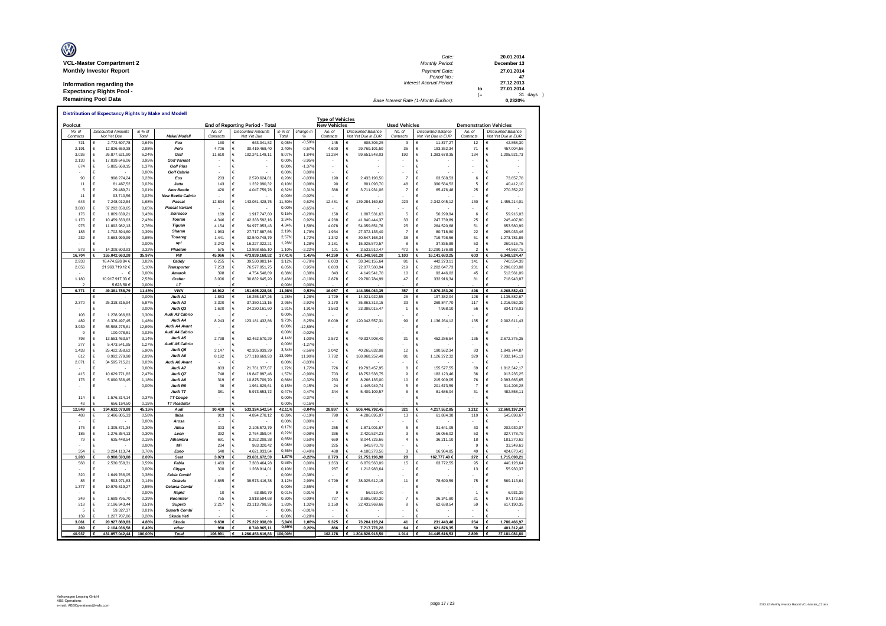**VCL-Master Compartment 2**

**Monthly Investor Report**

**Information regarding the Expectancy Rights Pool - Remaining Pool Data**

| | | |
|---|---|---|
| Date: | | 20.01.2014 |
| Monthly Period: | | December 13 |
| Payment Date: | | 27.01.2014 |
| Period No.: | | 47 |
| Interest Accrual Period: | | 27.12.2013 |
| | to | 27.01.2014 |
| | (= | 31 days ) |
| Base Interest Rate (1-Month Euribor): | | 0,2320% |

**Distribution of Expectancy Rights by Make and Modell**

| Poolcut | | | | End of Reporting Period - Total | | | | Type of Vehicles | | | | | |
|---|---|---|---|---|---|---|---|---|---|---|---|---|---|
| | | | | | | | | New Vehicles | | Used Vehicles | | Demonstration Vehicles | |
| No. of Contracts | Discounted Amounts Not Yet Due | in % of Total | Make/ Modell | No. of Contracts | Discounted Amounts Not Yet Due | in % of Total | change in % | No. of Contracts | Discounted Balance Not Yet Due in EUR | No. of Contracts | Discounted Balance Not Yet Due in EUR | No. of Contracts | Discounted Balance Not Yet Due in EUR |
| 721 | € 2.772.607,78 | 0,64% | Fox | 160 | € 663.041,82 | 0,05% | -0,59% | 145 | € 608.306,25 | 3 | € 11.877,27 | 12 | € 42.858,30 |
| 2.191 | € 12.826.659,38 | 2,98% | Polo | 4.706 | € 30.419.468,40 | 2,40% | -0,57% | 4.600 | € 29.769.101,50 | 35 | € 193.362,34 | 71 | € 457.004,56 |
| 3.036 | € 26.877.521,90 | 6,24% | Golf | 11.610 | € 102.241.148,11 | 8,07% | 1,84% | 11.284 | € 99.651.548,03 | 192 | € 1.383.678,35 | 134 | € 1.205.921,73 |
| 2.130 | € 17.039.646,06 | 3,95% | Golf Variant | - | € - | 0,00% | -3,95% | - | € - | - | € - | - | € - |
| 674 | € 5.885.669,15 | 1,37% | Golf Plus | - | € - | 0,00% | -1,37% | - | € - | - | € - | - | € - |
| - | € - | 0,00% | Golf Cabrio | - | € - | 0,00% | 0,00% | - | € - | - | € - | - | € - |
| 90 | € 998.274,24 | 0,23% | Eos | 203 | € 2.570.624,81 | 0,20% | -0,03% | 190 | € 2.433.198,50 | 7 | € 63.568,53 | 6 | € 73.857,78 |
| 11 | € 81.467,52 | 0,02% | Jetta | 143 | € 1.232.090,32 | 0,10% | 0,08% | 90 | € 801.093,70 | 48 | € 390.584,52 | 5 | € 40.412,10 |
| 5 | € 29.489,71 | 0,01% | New Beetle | 420 | € 4.047.759,76 | 0,32% | 0,31% | 388 | € 3.711.931,06 | 7 | € 65.476,48 | 25 | € 270.352,22 |
| 11 | € 93.710,56 | 0,02% | New Beetle Cabrio | - | € - | 0,00% | -0,02% | - | € - | - | € - | - | € - |
| 643 | € 7.248.012,84 | 1,68% | Passat | 12.834 | € 143.081.428,75 | 11,30% | 9,62% | 12.481 | € 139.284.169,62 | 223 | € 2.342.045,12 | 130 | € 1.455.214,01 |
| 3.883 | € 37.292.650,65 | 8,65% | Passat Variant | - | € - | 0,00% | -8,65% | - | € - | - | € - | - | € - |
| 176 | € 1.869.639,21 | 0,43% | Scirocco | 169 | € 1.917.747,60 | 0,15% | -0,28% | 158 | € 1.807.531,63 | 5 | € 50.299,94 | 6 | € 59.916,03 |
| 1.170 | € 10.459.333,63 | 2,43% | Touran | 4.346 | € 42.333.592,16 | 3,34% | 0,92% | 4.288 | € 41.840.444,37 | 33 | € 247.739,89 | 25 | € 245.407,90 |
| 975 | € 11.892.982,13 | 2,76% | Tiguan | 4.154 | € 54.977.953,43 | 4,34% | 1,58% | 4.078 | € 54.059.851,76 | 25 | € 264.520,68 | 51 | € 653.580,99 |
| 183 | € 1.702.394,60 | 0,39% | Sharan | 1.963 | € 27.717.887,66 | 2,19% | 1,79% | 1.934 | € 27.372.135,40 | 7 | € 80.718,80 | 22 | € 265.033,46 |
| 232 | € 3.663.999,99 | 0,85% | Touareg | 1.441 | € 32.540.748,79 | 2,57% | 1,72% | 1.342 | € 30.547.168,34 | 38 | € 719.798,56 | 61 | € 1.273.781,89 |
| - | € - | 0,00% | up! | 3.242 | € 16.227.022,21 | 1,28% | 1,28% | 3.181 | € 15.928.570,57 | 8 | € 37.835,89 | 53 | € 260.615,75 |
| 573 | € 14.308.603,93 | 3,32% | Phaeton | 575 | € 13.868.655,10 | 1,10% | -2,22% | 101 | € 3.533.910,47 | 472 | € 10.290.176,88 | 2 | € 44.567,75 |
| **16.704** | **€ 155.042.663,28** | **35,97%** | **VW** | **45.966** | **€ 473.839.168,92** | **37,41%** | **1,45%** | **44.260** | **€ 451.348.961,20** | **1.103** | **€ 16.141.683,25** | **603** | **€ 6.348.524,47** |
| 2.933 | 16.474.528,84 € | 3,82% | Caddy | 6.255 | € 39.530.983,14 | 3,12% | -0,70% | 6.033 | € 38.348.155,64 | 81 | € 442.273,11 | 141 | € 740.554,39 |
| 2.656 | 21.963.719,12 € | 5,10% | Transporter | 7.253 | € 76.577.051,75 | 6,05% | 0,95% | 6.803 | € 72.077.580,94 | 219 | € 2.202.647,73 | 231 | € 2.296.823,08 |
| - | € | 0,00% | Amarok | 398 | € 4.754.548,89 | 0,38% | 0,38% | 343 | € 4.149.541,78 | 10 | € 92.446,02 | 45 | € 512.561,09 |
| 1.180 | 10.917.917,33 € | 2,53% | Crafter | 3.006 | € 30.832.645,20 | 2,43% | -0,10% | 2.878 | € 29.780.784,99 | 47 | € 332.916,34 | 81 | € 718.943,87 |
| 2 | 5.623,50 € | 0,00% | LT | - | € - | 0,00% | 0,00% | - | € - | - | € - | - | € - |
| **6.771** | **€ 49.361.788,79** | **11,45%** | **VWN** | **16.912** | **€ 151.695.228,98** | **11,98%** | **0,53%** | **16.057** | **€ 144.356.063,35** | **357** | **€ 3.070.283,20** | **498** | **€ 4.268.882,43** |
| - | € - | 0,00% | Audi A1 | 1.883 | € 16.255.187,26 | 1,28% | 1,28% | 1.729 | € 14.921.922,55 | 26 | € 197.382,04 | 128 | € 1.135.882,67 |
| 2.370 | € 25.318.315,94 | 5,87% | Audi A3 | 3.320 | € 37.350.113,15 | 2,95% | -2,92% | 3.170 | € 35.863.313,15 | 33 | € 269.847,70 | 117 | € 1.216.952,30 |
| - | € - | 0,00% | Audi Q3 | 1.620 | € 24.230.161,60 | 1,91% | 1,91% | 1.563 | € 23.388.015,47 | 1 | € 7.968,10 | 56 | € 834.178,03 |
| 103 | € 1.278.966,83 | 0,30% | Audi A3 Cabrio | - | € - | 0,00% | -0,30% | - | € - | - | € - | - | € - |
| 489 | € 6.376.497,45 | 1,48% | Audi A4 | 8.243 | € 123.181.432,86 | 9,73% | 8,25% | 8.009 | € 120.042.557,31 | 99 | € 1.136.264,12 | 135 | € 2.002.611,43 |
| 3.939 | € 55.568.275,61 | 12,89% | Audi A4 Avant | - | € - | 0,00% | -12,89% | - | € - | - | € - | - | € - |
| 9 | € 100.078,81 | 0,02% | Audi A4 Cabrio | - | € - | 0,00% | -0,02% | - | € - | - | € - | - | € - |
| 798 | € 13.553.463,57 | 3,14% | Audi A5 | 2.738 | € 52.462.570,29 | 4,14% | 1,00% | 2.572 | € 49.337.908,40 | 31 | € 452.286,54 | 135 | € 2.672.375,35 |
| 277 | € 5.473.541,95 | 1,27% | Audi A5 Cabrio | - | € - | 0,00% | -1,27% | - | € - | - | € - | - | € - |
| 1.433 | € 25.422.358,62 | 5,90% | Audi Q5 | 2.147 | € 42.305.939,29 | 3,34% | -2,56% | 2.042 | € 40.265.632,08 | 12 | € 190.562,34 | 93 | € 1.849.744,87 |
| 612 | € 8.992.279,98 | 2,09% | Audi A6 | 8.192 | € 177.118.669,93 | 13,99% | 11,90% | 7.782 | € 168.960.252,48 | 81 | € 1.126.272,32 | 329 | € 7.032.145,13 |
| 2.071 | € 34.595.715,21 | 8,03% | Audi A6 Avant | - | € - | 0,00% | -8,03% | - | € - | - | € - | - | € - |
| - | € - | 0,00% | Audi A7 | 803 | € 21.761.377,67 | 1,72% | 1,72% | 726 | € 19.793.457,95 | 8 | € 155.577,55 | 69 | € 1.812.342,17 |
| 415 | € 10.629.771,82 | 2,47% | Audi Q7 | 748 | € 19.847.897,46 | 1,57% | -0,90% | 703 | € 18.752.538,75 | 9 | € 182.123,46 | 36 | € 913.235,25 |
| 176 | € 5.090.336,45 | 1,18% | Audi A8 | 319 | € 10.875.709,70 | 0,86% | -0,32% | 233 | € 8.266.135,00 | 10 | € 215.909,05 | 76 | € 2.393.665,65 |
| - | € - | 0,00% | Audi R8 | 36 | € 1.961.829,61 | 0,15% | 0,15% | 24 | € 1.445.949,74 | 5 | € 201.673,59 | 7 | € 314.206,28 |
| | | | Audi TT | 381 | € 5.973.653,72 | 0,47% | 0,47% | 344 | € 5.409.109,57 | 6 | € 81.686,04 | 31 | € 482.858,11 |
| 114 | € 1.576.314,14 | 0,37% | TT Coupé | - | € - | 0,00% | -0,37% | - | € - | - | € - | - | € - |
| 43 | € 656.154,50 | 0,15% | TT Roadster | - | € - | 0,00% | -0,15% | - | € - | - | € - | - | € - |
| **12.849** | **€ 194.632.070,88** | **45,15%** | **Audi** | **30.430** | **€ 533.324.542,54** | **42,11%** | **-3,04%** | **28.897** | **€ 506.446.792,45** | **321** | **€ 4.217.552,85** | **1.212** | **€ 22.660.197,24** |
| 488 | € 2.486.805,33 | 0,58% | Ibiza | 913 | € 4.894.278,12 | 0,39% | -0,19% | 790 | € 4.286.695,07 | 13 | € 61.884,38 | 110 | € 545.698,67 |
| - | € - | 0,00% | Arosa | - | € - | 0,00% | 0,00% | - | € - | - | € - | - | € - |
| 176 | € 1.305.871,34 | 0,30% | Altea | 303 | € 2.105.572,79 | 0,17% | -0,14% | 265 | € 1.871.001,67 | 5 | € 31.641,05 | 33 | € 202.930,07 |
| 186 | € 1.276.354,13 | 0,30% | Leon | 392 | € 2.764.359,04 | 0,22% | -0,08% | 336 | € 2.420.524,23 | 3 | € 16.056,02 | 53 | € 327.778,79 |
| 79 | € 635.448,54 | 0,15% | Alhambra | 691 | € 8.262.208,38 | 0,65% | 0,50% | 669 | € 8.044.726,66 | 4 | € 36.211,10 | 18 | € 181.270,62 |
| - | € - | 0,00% | Mii | 234 | € 983.320,42 | 0,08% | 0,08% | 225 | € 949.970,79 | - | € - | 9 | € 33.349,63 |
| 354 | € 3.284.113,74 | 0,76% | Exeo | 540 | € 4.621.933,84 | 0,36% | -0,40% | 488 | € 4.180.278,56 | 3 | € 16.984,85 | 49 | € 424.670,43 |
| **1.283** | **€ 8.988.593,08** | **2,09%** | **Seat** | **3.073** | **€ 23.631.672,59** | **1,87%** | **-0,22%** | **2.773** | **€ 21.753.196,98** | **28** | **162.777,40 €** | **272** | **€ 1.715.698,21** |
| 568 | € 2.530.558,31 | 0,59% | Fabia | 1.463 | € 7.383.464,28 | 0,58% | 0,00% | 1.353 | € 6.879.563,09 | 15 | € 63.772,55 | 95 | € 440.128,64 |
| - | € - | 0,00% | Citygo | 300 | € 1.268.914,01 | 0,10% | 0,10% | 287 | € 1.212.983,64 | - | € - | 13 | € 55.930,37 |
| 320 | € 1.649.766,05 | 0,38% | Fabia Combi | - | € - | 0,00% | -0,38% | - | € - | - | € - | - | € - |
| 85 | € 593.971,83 | 0,14% | Octavia | 4.885 | € 39.573.416,38 | 3,12% | 2,99% | 4.799 | € 38.925.612,15 | 11 | € 78.690,59 | 75 | € 569.113,64 |
| 1.377 | € 10.979.819,27 | 2,55% | Octavia Combi | - | € - | 0,00% | -2,55% | - | € - | - | € - | - | € - |
| - | € - | 0,00% | Rapid | 10 | € 63.850,79 | 0,01% | 0,01% | 9 | € 56.919,40 | - | € - | 1 | € 6.931,39 |
| 349 | € 1.689.795,70 | 0,39% | Roomster | 755 | € 3.818.594,68 | 0,30% | -0,09% | 727 | € 3.695.080,30 | 7 | € 26.341,80 | 21 | € 97.172,58 |
| 218 | € 2.196.943,44 | 0,51% | Superb | 2.217 | € 23.113.798,55 | 1,83% | 1,32% | 2.150 | € 22.433.969,66 | 8 | € 62.638,54 | 59 | € 617.190,35 |
| 5 | € 59.327,37 | 0,01% | Superb Combi | - | € - | 0,00% | -0,01% | - | € - | - | € - | - | € - |
| 139 | € 1.227.707,86 | 0,28% | Skoda Yeti | - | € - | 0,00% | -0,28% | - | € - | - | € - | - | € - |
| **3.061** | **€ 20.927.889,83** | **4,86%** | **Skoda** | **9.630** | **€ 75.222.038,69** | **5,94%** | **1,08%** | **9.325** | **€ 73.204.128,24** | **41** | **€ 231.443,48** | **264** | **€ 1.786.466,97** |
| **269** | **€ 2.104.036,58** | **0,49%** | **other** | **980** | **€ 8.740.965,11** | **0,69%** | **0,20%** | **866** | **€ 7.717.776,28** | **64** | **€ 621.876,35** | **50** | **€ 401.312,48** |
| **40.937** | **€ 431.057.042,44** | **100,00%** | **Total** | **106.991** | **€ 1.266.453.616,83** | **100,00%** | | **102.178** | **€ 1.204.826.918,50** | **1.914** | **€ 24.445.616,53** | **2.899** | **€ 37.181.081,80** |

Volkswagen Leasing GmbH
ABS Operations
e-mail: ABSOperations@vwfs.com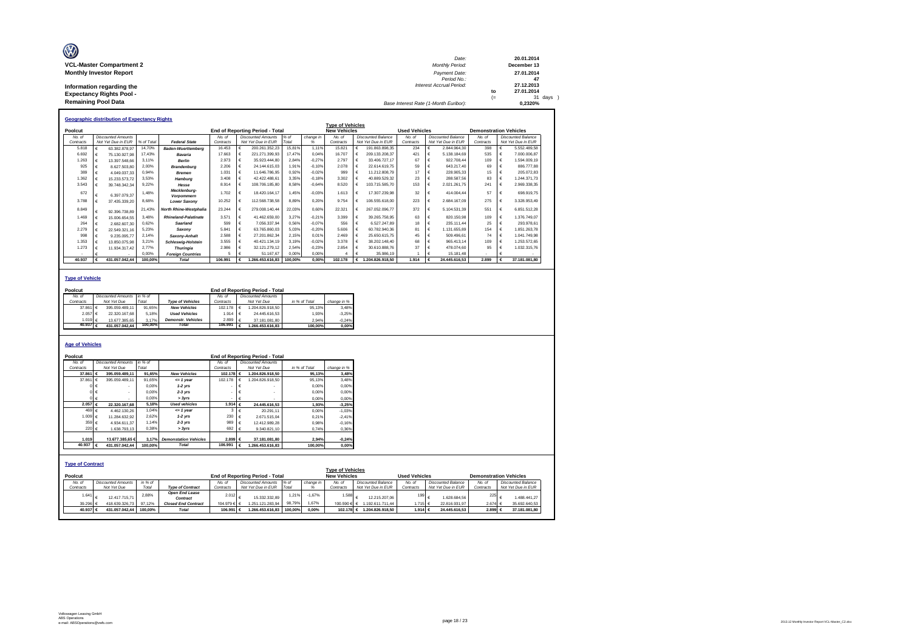**VCL-Master Compartment 2**
**Monthly Investor Report**

**Information regarding the Expectancy Rights Pool - Remaining Pool Data**

| | | |
|---|---|---|
| Date: | | 20.01.2014 |
| Monthly Period: | | December 13 |
| Payment Date: | | 27.01.2014 |
| Period No.: | | 47 |
| Interest Accrual Period: | | 27.12.2013 |
| | to | 27.01.2014 |
| | (= | 31 days ) |
| Base Interest Rate (1-Month Euribor): | | 0,2320% |

## Geographic distribution of Expectancy Rights

| Poolcut | | | | End of Reporting Period - Total | | | | Type of Vehicles: New Vehicles | | Used Vehicles | | Demonstration Vehicles | |
|---|---|---|---|---|---|---|---|---|---|---|---|---|---|
| No. of Contracts | Discounted Amounts Not Yet Due in EUR | % of Total | Federal State | No. of Contracts | Discounted Amounts Not Yet Due in EUR | % of Total | change in % | No. of Contracts | Discounted Balance Not Yet Due in EUR | No. of Contracts | Discounted Balance Not Yet Due in EUR | No. of Contracts | Discounted Balance Not Yet Due in EUR |
| 5.818 | € 63.382.878,97 | 14,70% | Baden-Wuerttemberg | 16.453 | € 200.261.352,23 | 15,81% | 1,11% | 15.821 | € 191.863.898,35 | 234 | € 2.844.964,30 | 398 | € 5.552.489,58 |
| 6.692 | € 75.130.927,98 | 17,43% | Bavaria | 17.663 | € 221.271.399,93 | 17,47% | 0,04% | 16.707 | € 209.133.208,37 | 421 | € 5.138.184,69 | 535 | € 7.000.006,87 |
| 1.263 | € 13.397.548,66 | 3,11% | Berlin | 2.973 | € 35.923.444,80 | 2,84% | -0,27% | 2.797 | € 33.406.727,17 | 67 | € 922.708,44 | 109 | € 1.594.009,19 |
| 925 | € 8.627.503,80 | 2,00% | Brandenburg | 2.206 | € 24.144.615,03 | 1,91% | -0,10% | 2.078 | € 22.614.619,75 | 59 | € 643.217,40 | 69 | € 886.777,88 |
| 389 | € 4.049.037,33 | 0,94% | Bremen | 1.031 | € 11.646.786,95 | 0,92% | -0,02% | 999 | € 11.212.808,79 | 17 | € 228.905,33 | 15 | € 205.072,83 |
| 1.362 | € 15.233.573,72 | 3,53% | Hamburg | 3.408 | € 42.422.488,61 | 3,35% | -0,18% | 3.302 | € 40.889.529,32 | 23 | € 288.587,56 | 83 | € 1.244.371,73 |
| 3.543 | € 39.748.342,34 | 9,22% | Hesse | 8.914 | € 108.706.185,80 | 8,58% | -0,64% | 8.520 | € 103.715.585,70 | 153 | € 2.021.261,75 | 241 | € 2.969.338,35 |
| 672 | € 6.397.079,37 | 1,48% | Mecklenburg-Vorpommern | 1.702 | € 18.420.164,17 | 1,45% | -0,03% | 1.613 | € 17.307.239,98 | 32 | € 414.004,44 | 57 | € 698.919,75 |
| 3.788 | € 37.435.339,20 | 8,68% | Lower Saxony | 10.252 | € 112.568.738,58 | 8,89% | 0,20% | 9.754 | € 106.555.618,00 | 223 | € 2.684.167,09 | 275 | € 3.328.953,49 |
| 8.849 | € 92.396.738,89 | 21,43% | North Rhine-Westphalia | 23.244 | € 279.008.140,44 | 22,03% | 0,60% | 22.321 | € 267.052.096,77 | 372 | € 5.104.531,39 | 551 | € 6.851.512,28 |
| 1.469 | € 15.006.654,55 | 3,48% | Rhineland-Palatinate | 3.571 | € 41.462.659,00 | 3,27% | -0,21% | 3.399 | € 39.265.758,95 | 63 | € 820.150,98 | 109 | € 1.376.749,07 |
| 264 | € 2.682.607,30 | 0,62% | Saarland | 599 | € 7.056.337,94 | 0,56% | -0,07% | 556 | € 6.527.247,89 | 18 | € 235.111,44 | 25 | € 293.978,61 |
| 2.279 | € 22.549.321,16 | 5,23% | Saxony | 5.841 | € 63.765.860,03 | 5,03% | -0,20% | 5.606 | € 60.782.940,36 | 81 | € 1.131.655,89 | 154 | € 1.851.263,78 |
| 998 | € 9.235.095,77 | 2,14% | Saxony-Anhalt | 2.588 | € 27.201.862,34 | 2,15% | 0,01% | 2.469 | € 25.650.615,75 | 45 | € 509.496,61 | 74 | € 1.041.749,98 |
| 1.353 | € 13.850.075,98 | 3,21% | Schleswig-Holstein | 3.555 | € 40.421.134,19 | 3,19% | -0,02% | 3.378 | € 38.202.148,40 | 68 | € 965.413,14 | 109 | € 1.253.572,65 |
| 1.273 | € 11.934.317,42 | 2,77% | Thuringia | 2.986 | € 32.121.279,12 | 2,54% | -0,23% | 2.854 | € 30.610.888,76 | 37 | € 478.074,60 | 95 | € 1.032.315,76 |
| - | € - | 0,00% | Foreign Countries | 5 | € 51.167,67 | 0,00% | 0,00% | 4 | € 35.986,19 | 1 | € 15.181,48 | - | € - |
| **40.937** | **€ 431.057.042,44** | **100,00%** | **Total** | **106.991** | **€ 1.266.453.616,83** | **100,00%** | **0,00%** | **102.178** | **€ 1.204.826.918,50** | **1.914** | **€ 24.445.616,53** | **2.899** | **€ 37.181.081,80** |

## Type of Vehicle

| Poolcut | | | | End of Reporting Period - Total | | | |
|---|---|---|---|---|---|---|---|
| No. of Contracts | Discounted Amounts Not Yet Due | in % of Total | Type of Vehicles | No. of Contracts | Discounted Amounts Not Yet Due | in % of Total | change in % |
| 37.861 | € 395.059.489,11 | 91,65% | New Vehicles | 102.178 | € 1.204.826.918,50 | 95,13% | 3,48% |
| 2.057 | € 22.320.167,68 | 5,18% | Used Vehicles | 1.914 | € 24.445.616,53 | 1,93% | -3,25% |
| 1.019 | € 13.677.385,65 | 3,17% | Demonstr. Vehicles | 2.899 | € 37.181.081,80 | 2,94% | -0,24% |
| **40.937** | **€ 431.057.042,44** | **100,00%** | **Total** | **106.991** | **€ 1.266.453.616,83** | **100,00%** | **0,00%** |

## Age of Vehicles

| Poolcut | | | | End of Reporting Period - Total | | | |
|---|---|---|---|---|---|---|---|
| No. of Contracts | Discounted Amounts Not Yet Due | in % of Total | | No. of Contracts | Discounted Amounts Not Yet Due | in % of Total | change in % |
| **37.861** | **€ 395.059.489,11** | **91,65%** | **New Vehicles** | **102.178** | **€ 1.204.826.918,50** | **95,13%** | **3,48%** |
| 37.861 | € 395.059.489,11 | 91,65% | <= 1 year | 102.178 | € 1.204.826.918,50 | 95,13% | 3,48% |
| 0 | € - | 0,00% | 1-2 yrs | - | € - | 0,00% | 0,00% |
| 0 | € - | 0,00% | 2-3 yrs | - | € - | 0,00% | 0,00% |
| 0 | € - | 0,00% | > 3yrs | - | € - | 0,00% | 0,00% |
| **2.057** | **€ 22.320.167,68** | **5,18%** | **Used vehicles** | **1.914** | **€ 24.445.616,53** | **1,93%** | **-3,25%** |
| 469 | € 4.462.130,26 | 1,04% | <= 1 year | 3 | € 20.291,11 | 0,00% | -1,03% |
| 1.009 | € 11.284.632,92 | 2,62% | 1-2 yrs | 230 | € 2.671.515,04 | 0,21% | -2,41% |
| 359 | € 4.934.611,37 | 1,14% | 2-3 yrs | 989 | € 12.412.989,28 | 0,98% | -0,16% |
| 220 | € 1.638.793,13 | 0,38% | > 3yrs | 692 | € 9.340.821,10 | 0,74% | 0,36% |
| **1.019** | **13.677.385,65 €** | **3,17%** | **Demonstation Vehicles** | **2.899** | **€ 37.181.081,80** | **2,94%** | **-0,24%** |
| **40.937** | **€ 431.057.042,44** | **100,00%** | **Total** | **106.991** | **€ 1.266.453.616,83** | **100,00%** | **0,00%** |

## Type of Contract

| Poolcut | | | | End of Reporting Period - Total | | | | Type of Vehicles: New Vehicles | | Used Vehicles | | Demonstration Vehicles | |
|---|---|---|---|---|---|---|---|---|---|---|---|---|---|
| No. of Contracts | Discounted Amounts Not Yet Due | in % of Total | Type of Contract | No. of Contracts | Discounted Amounts Not Yet Due in EUR | % of Total | change in % | No. of Contracts | Discounted Balance Not Yet Due in EUR | No. of Contracts | Discounted Balance Not Yet Due in EUR | No. of Contracts | Discounted Balance Not Yet Due in EUR |
| 1.641 | € 12.417.715,71 | 2,88% | Open End Lease Contract | 2.012 | € 15.332.332,89 | 1,21% | -1,67% | 1.588 | € 12.215.207,06 | 199 | € 1.628.684,56 | 225 | € 1.488.441,27 |
| 39.296 | € 418.639.326,73 | 97,12% | Closed End Contract | 104.979 | € 1.251.121.283,94 | 98,79% | 1,67% | 100.590 | € 1.192.611.711,44 | 1.715 | € 22.816.931,97 | 2.674 | € 35.692.640,53 |
| **40.937** | **€ 431.057.042,44** | **100,00%** | **Total** | **106.991** | **€ 1.266.453.616,83** | **100,00%** | **0,00%** | **102.178** | **€ 1.204.826.918,50** | **1.914** | **€ 24.445.616,53** | **2.899** | **€ 37.181.081,80** |

Volkswagen Leasing GmbH
ABS Operations
e-mail: ABSOperations@vwfs.com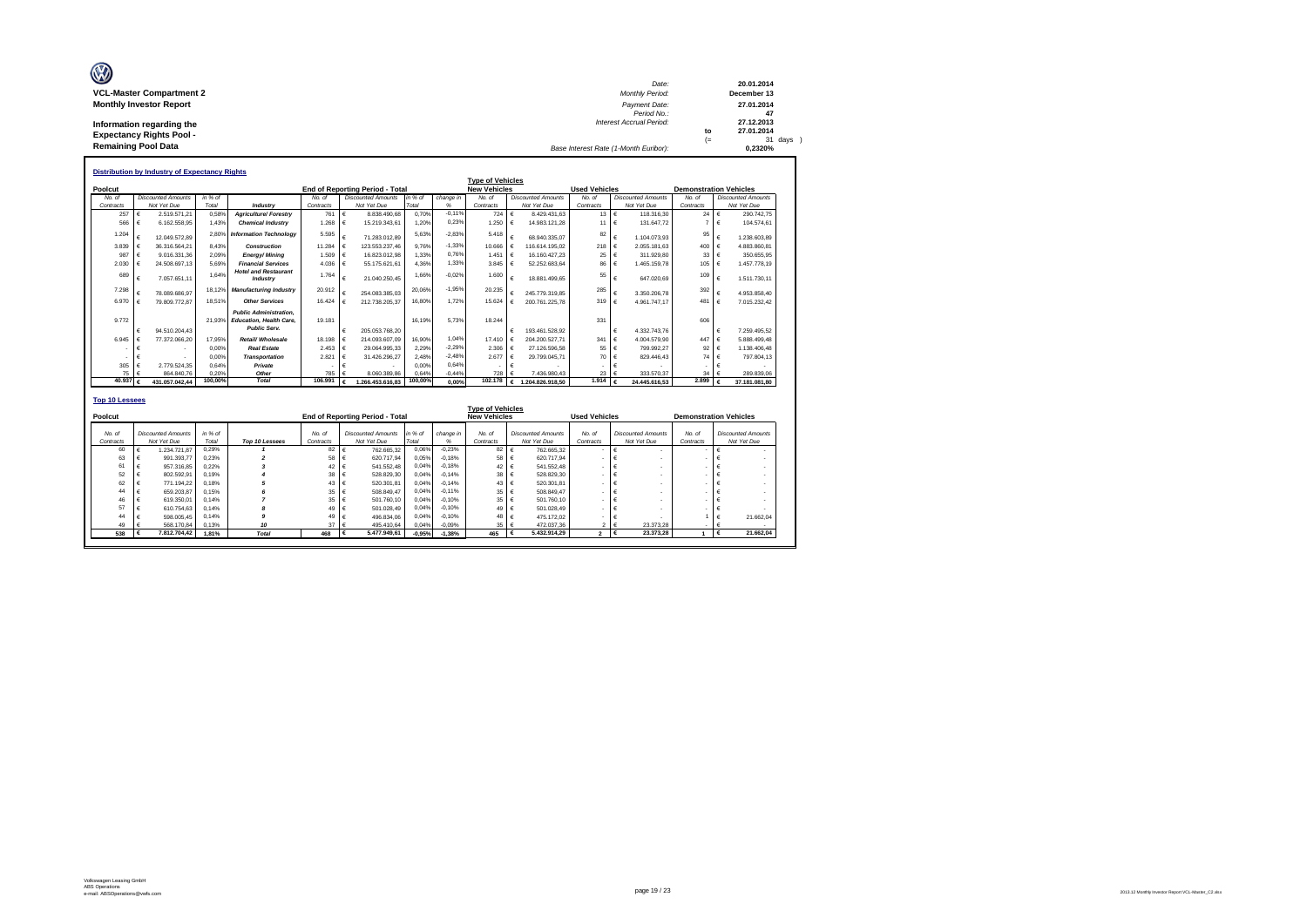**VCL-Master Compartment 2**
**Monthly Investor Report**

**Information regarding the Expectancy Rights Pool - Remaining Pool Data**

| | | |
|---|---|---|
| Date: | | 20.01.2014 |
| Monthly Period: | | December 13 |
| Payment Date: | | 27.01.2014 |
| Period No.: | | 47 |
| Interest Accrual Period: | | 27.12.2013 |
| | to | 27.01.2014 |
| | (= | 31 days ) |
| Base Interest Rate (1-Month Euribor): | | 0,2320% |

**Distribution by Industry of Expectancy Rights**

| Poolcut | | | | End of Reporting Period - Total | | | | Type of Vehicles New Vehicles | | Used Vehicles | | Demonstration Vehicles | |
|---|---|---|---|---|---|---|---|---|---|---|---|---|---|
| No. of Contracts | Discounted Amounts Not Yet Due | in % of Total | Industry | No. of Contracts | Discounted Amounts Not Yet Due | in % of Total | change in % | No. of Contracts | Discounted Amounts Not Yet Due | No. of Contracts | Discounted Amounts Not Yet Due | No. of Contracts | Discounted Amounts Not Yet Due |
| 257 | € 2.519.571,21 | 0,58% | Agriculture/ Forestry | 761 | € 8.838.490,68 | 0,70% | -0,11% | 724 | € 8.429.431,63 | 13 | € 118.316,30 | 24 | € 290.742,75 |
| 566 | € 6.162.558,95 | 1,43% | Chemical Industry | 1.268 | € 15.219.343,61 | 1,20% | 0,23% | 1.250 | € 14.983.121,28 | 11 | € 131.647,72 | 7 | € 104.574,61 |
| 1.204 | € 12.049.572,89 | 2,80% | Information Technology | 5.595 | € 71.283.012,89 | 5,63% | -2,83% | 5.418 | € 68.940.335,07 | 82 | € 1.104.073,93 | 95 | € 1.238.603,89 |
| 3.839 | € 36.316.564,21 | 8,43% | Construction | 11.284 | € 123.553.237,46 | 9,76% | -1,33% | 10.666 | € 116.614.195,02 | 218 | € 2.055.181,63 | 400 | € 4.883.860,81 |
| 987 | € 9.016.331,36 | 2,09% | Energy/ Mining | 1.509 | € 16.823.012,98 | 1,33% | 0,76% | 1.451 | € 16.160.427,23 | 25 | € 311.929,80 | 33 | € 350.655,95 |
| 2.030 | € 24.508.697,13 | 5,69% | Financial Services | 4.036 | € 55.175.621,61 | 4,36% | 1,33% | 3.845 | € 52.252.683,64 | 86 | € 1.465.159,78 | 105 | € 1.457.778,19 |
| 689 | € 7.057.651,11 | 1,64% | Hotel and Restaurant Industry | 1.764 | € 21.040.250,45 | 1,66% | -0,02% | 1.600 | € 18.881.499,65 | 55 | € 647.020,69 | 109 | € 1.511.730,11 |
| 7.298 | € 78.089.686,97 | 18,12% | Manufacturing Industry | 20.912 | € 254.083.385,03 | 20,06% | -1,95% | 20.235 | € 245.779.319,85 | 285 | € 3.350.206,78 | 392 | € 4.953.858,40 |
| 6.970 | € 79.809.772,87 | 18,51% | Other Services | 16.424 | € 212.738.205,37 | 16,80% | 1,72% | 15.624 | € 200.761.225,78 | 319 | € 4.961.747,17 | 481 | € 7.015.232,42 |
| 9.772 | € 94.510.204,43 | 21,93% | Public Administration, Education, Health Care, Public Serv. | 19.181 | € 205.053.768,20 | 16,19% | 5,73% | 18.244 | € 193.461.528,92 | 331 | € 4.332.743,76 | 606 | € 7.259.495,52 |
| 6.945 | € 77.372.066,20 | 17,95% | Retail/ Wholesale | 18.198 | € 214.093.607,09 | 16,90% | 1,04% | 17.410 | € 204.200.527,71 | 341 | € 4.004.579,90 | 447 | € 5.888.499,48 |
| - | € - | 0,00% | Real Estate | 2.453 | € 29.064.995,33 | 2,29% | -2,29% | 2.306 | € 27.126.596,58 | 55 | € 799.992,27 | 92 | € 1.138.406,48 |
| - | € - | 0,00% | Transportation | 2.821 | € 31.426.296,27 | 2,48% | -2,48% | 2.677 | € 29.799.045,71 | 70 | € 829.446,43 | 74 | € 797.804,13 |
| 305 | € 2.779.524,35 | 0,64% | Private | - | € - | 0,00% | 0,64% | - | € - | - | € - | - | € - |
| 75 | € 864.840,76 | 0,20% | Other | 785 | € 8.060.389,86 | 0,64% | -0,44% | 728 | € 7.436.980,43 | 23 | € 333.570,37 | 34 | € 289.839,06 |
| 40.937 | € 431.057.042,44 | 100,00% | Total | 106.991 | € 1.266.453.616,83 | 100,00% | 0,00% | 102.178 | € 1.204.826.918,50 | 1.914 | € 24.445.616,53 | 2.899 | € 37.181.081,80 |

**Top 10 Lessees**

| Poolcut | | | | End of Reporting Period - Total | | | | Type of Vehicles New Vehicles | | Used Vehicles | | Demonstration Vehicles | |
|---|---|---|---|---|---|---|---|---|---|---|---|---|---|
| No. of Contracts | Discounted Amounts Not Yet Due | in % of Total | Top 10 Lessees | No. of Contracts | Discounted Amounts Not Yet Due | in % of Total | change in % | No. of Contracts | Discounted Amounts Not Yet Due | No. of Contracts | Discounted Amounts Not Yet Due | No. of Contracts | Discounted Amounts Not Yet Due |
| 60 | € 1.234.721,87 | 0,29% | 1 | 82 | € 762.665,32 | 0,06% | -0,23% | 82 | € 762.665,32 | - | € - | - | € - |
| 63 | € 991.393,77 | 0,23% | 2 | 58 | € 620.717,94 | 0,05% | -0,18% | 58 | € 620.717,94 | - | € - | - | € - |
| 61 | € 957.316,85 | 0,22% | 3 | 42 | € 541.552,48 | 0,04% | -0,18% | 42 | € 541.552,48 | - | € - | - | € - |
| 52 | € 802.592,91 | 0,19% | 4 | 38 | € 528.829,30 | 0,04% | -0,14% | 38 | € 528.829,30 | - | € - | - | € - |
| 62 | € 771.194,22 | 0,18% | 5 | 43 | € 520.301,81 | 0,04% | -0,14% | 43 | € 520.301,81 | - | € - | - | € - |
| 44 | € 659.203,87 | 0,15% | 6 | 35 | € 508.849,47 | 0,04% | -0,11% | 35 | € 508.849,47 | - | € - | - | € - |
| 46 | € 619.350,01 | 0,14% | 7 | 35 | € 501.760,10 | 0,04% | -0,10% | 35 | € 501.760,10 | - | € - | - | € - |
| 57 | € 610.754,63 | 0,14% | 8 | 49 | € 501.028,49 | 0,04% | -0,10% | 49 | € 501.028,49 | - | € - | - | € - |
| 44 | € 598.005,45 | 0,14% | 9 | 49 | € 496.834,06 | 0,04% | -0,10% | 48 | € 475.172,02 | - | € - | 1 | € 21.662,04 |
| 49 | € 568.170,84 | 0,13% | 10 | 37 | € 495.410,64 | 0,04% | -0,09% | 35 | € 472.037,36 | 2 | € 23.373,28 | - | € - |
| 538 | € 7.812.704,42 | 1,81% | Total | 468 | € 5.477.949,61 | -0,95% | -1,38% | 465 | € 5.432.914,29 | 2 | € 23.373,28 | 1 | € 21.662,04 |

Volkswagen Leasing GmbH
ABS Operations
e-mail: ABSOperations@vwfs.com

2013.12 Monthly Investor Report VCL-Master_C2.xlsx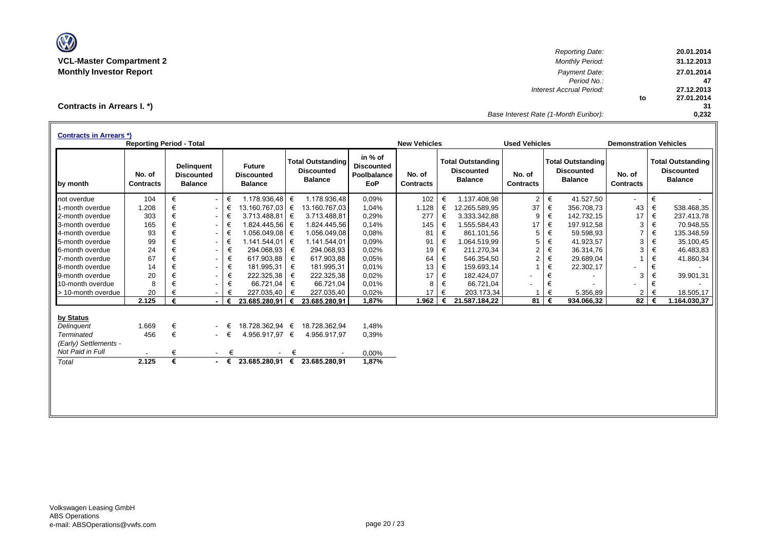**VCL-Master Compartment 2**
**Monthly Investor Report**

| | | |
|---|---|---|
| Reporting Date: | | 20.01.2014 |
| Monthly Period: | | 31.12.2013 |
| Payment Date: | | 27.01.2014 |
| Period No.: | | 47 |
| Interest Accrual Period: | | 27.12.2013 |
| | to | 27.01.2014 |
| | | 31 |
| Base Interest Rate (1-Month Euribor): | | 0,232 |

## Contracts in Arrears I. *)

**Contracts in Arrears *)**

| | Reporting Period - Total | | | | | New Vehicles | | Used Vehicles | | Demonstration Vehicles | |
|---|---|---|---|---|---|---|---|---|---|---|---|
| by month | No. of Contracts | Delinquent Discounted Balance | Future Discounted Balance | Total Outstanding Discounted Balance | in % of Discounted Poolbalance EoP | No. of Contracts | Total Outstanding Discounted Balance | No. of Contracts | Total Outstanding Discounted Balance | No. of Contracts | Total Outstanding Discounted Balance |
| not overdue | 104 | € - | € 1.178.936,48 | € 1.178.936,48 | 0,09% | 102 | € 1.137.408,98 | 2 | € 41.527,50 | - | € - |
| 1-month overdue | 1.208 | € - | € 13.160.767,03 | € 13.160.767,03 | 1,04% | 1.128 | € 12.265.589,95 | 37 | € 356.708,73 | 43 | € 538.468,35 |
| 2-month overdue | 303 | € - | € 3.713.488,81 | € 3.713.488,81 | 0,29% | 277 | € 3.333.342,88 | 9 | € 142.732,15 | 17 | € 237.413,78 |
| 3-month overdue | 165 | € - | € 1.824.445,56 | € 1.824.445,56 | 0,14% | 145 | € 1.555.584,43 | 17 | € 197.912,58 | 3 | € 70.948,55 |
| 4-month overdue | 93 | € - | € 1.056.049,08 | € 1.056.049,08 | 0,08% | 81 | € 861.101,56 | 5 | € 59.598,93 | 7 | € 135.348,59 |
| 5-month overdue | 99 | € - | € 1.141.544,01 | € 1.141.544,01 | 0,09% | 91 | € 1.064.519,99 | 5 | € 41.923,57 | 3 | € 35.100,45 |
| 6-month overdue | 24 | € - | € 294.068,93 | € 294.068,93 | 0,02% | 19 | € 211.270,34 | 2 | € 36.314,76 | 3 | € 46.483,83 |
| 7-month overdue | 67 | € - | € 617.903,88 | € 617.903,88 | 0,05% | 64 | € 546.354,50 | 2 | € 29.689,04 | 1 | € 41.860,34 |
| 8-month overdue | 14 | € - | € 181.995,31 | € 181.995,31 | 0,01% | 13 | € 159.693,14 | 1 | € 22.302,17 | - | € - |
| 9-month overdue | 20 | € - | € 222.325,38 | € 222.325,38 | 0,02% | 17 | € 182.424,07 | - | € - | 3 | € 39.901,31 |
| 10-month overdue | 8 | € - | € 66.721,04 | € 66.721,04 | 0,01% | 8 | € 66.721,04 | - | € - | - | € - |
| > 10-month overdue | 20 | € - | € 227.035,40 | € 227.035,40 | 0,02% | 17 | € 203.173,34 | 1 | € 5.356,89 | 2 | € 18.505,17 |
| | **2.125** | **€ -** | **€ 23.685.280,91** | **€ 23.685.280,91** | **1,87%** | **1.962** | **€ 21.587.184,22** | **81** | **€ 934.066,32** | **82** | **€ 1.164.030,37** |

| by Status | No. of Contracts | Delinquent Discounted Balance | Future Discounted Balance | Total Outstanding Discounted Balance | in % of Discounted Poolbalance EoP |
|---|---|---|---|---|---|
| *Delinquent* | 1.669 | € - | € 18.728.362,94 | € 18.728.362,94 | 1,48% |
| *Terminated* | 456 | € - | € 4.956.917,97 | € 4.956.917,97 | 0,39% |
| *(Early) Settlements - Not Paid in Full* | - | € - | € - | € - | 0,00% |
| *Total* | **2.125** | **€ -** | **€ 23.685.280,91** | **€ 23.685.280,91** | **1,87%** |

Volkswagen Leasing GmbH
ABS Operations
e-mail: ABSOperations@vwfs.com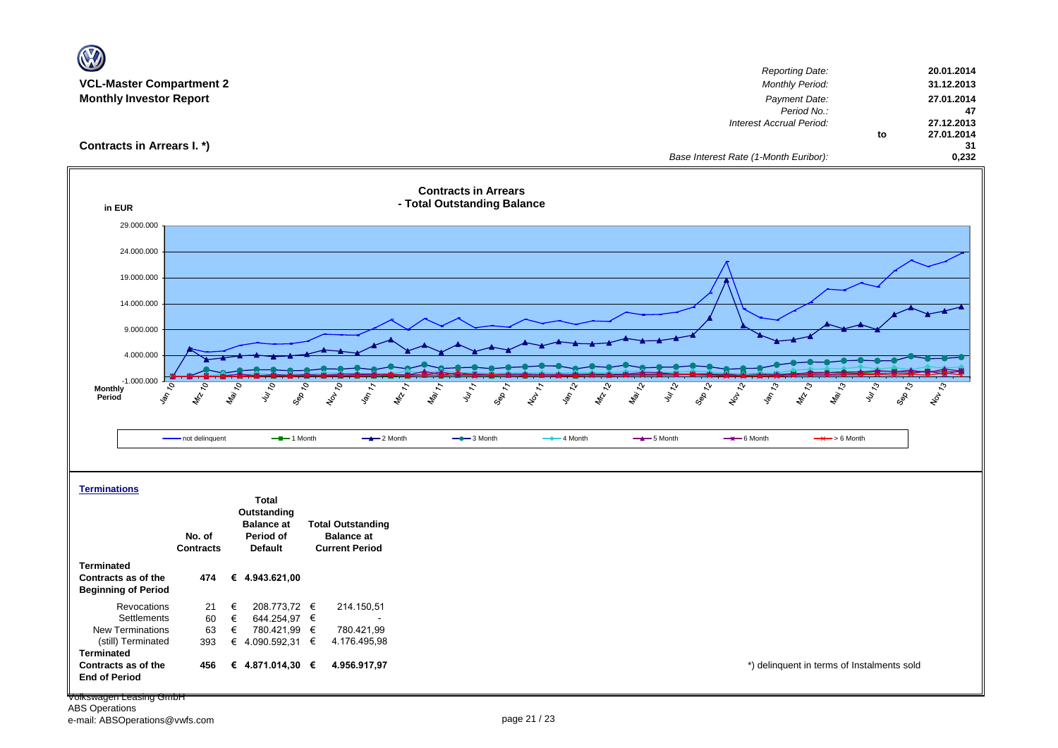**VCL-Master Compartment 2**
**Monthly Investor Report**

| | | |
|---|---|---|
| *Reporting Date:* | | **20.01.2014** |
| *Monthly Period:* | | **31.12.2013** |
| *Payment Date:* | | **27.01.2014** |
| *Period No.:* | | **47** |
| *Interest Accrual Period:* | | **27.12.2013** |
| | **to** | **27.01.2014** |
| | | **31** |
| *Base Interest Rate (1-Month Euribor):* | | **0,232** |

## Contracts in Arrears I. *)

**Contracts in Arrears - Total Outstanding Balance**

in EUR

29.000.000
24.000.000
19.000.000
14.000.000
9.000.000
4.000.000
-1.000.000

Monthly Period: Jan 10, Mrz 10, Mai 10, Jul 10, Sep 10, Nov 10, Jan 11, Mrz 11, Mai 11, Jul 11, Sep 11, Nov 11, Jan 12, Mrz 12, Mai 12, Jul 12, Sep 12, Nov 12, Jan 13, Mrz 13, Mai 13, Jul 13, Sep 13, Nov 13

not delinquent — 1 Month — 2 Month — 3 Month — 4 Month — 5 Month — 6 Month — > 6 Month

### Terminations

| | No. of Contracts | Total Outstanding Balance at Period of Default | Total Outstanding Balance at Current Period |
|---|---|---|---|
| **Terminated Contracts as of the Beginning of Period** | **474** | **€ 4.943.621,00** | |
| Revocations | 21 | € 208.773,72 | € 214.150,51 |
| Settlements | 60 | € 644.254,97 | € - |
| New Terminations | 63 | € 780.421,99 | € 780.421,99 |
| (still) Terminated | 393 | € 4.090.592,31 | € 4.176.495,98 |
| **Terminated Contracts as of the End of Period** | **456** | **€ 4.871.014,30** | **€ 4.956.917,97** |

*) delinquent in terms of Instalments sold

Volkswagen Leasing GmbH
ABS Operations
e-mail: ABSOperations@vwfs.com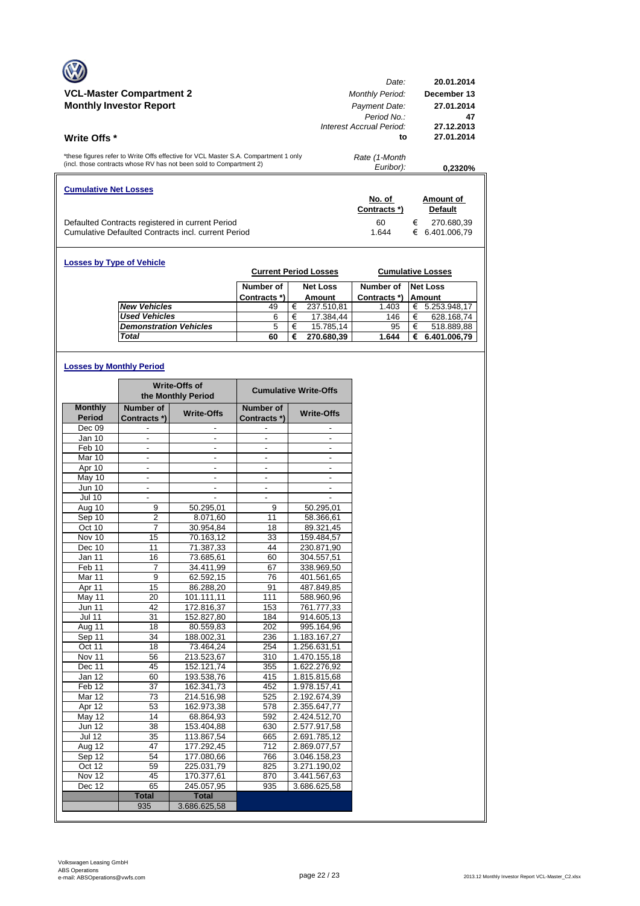## VCL-Master Compartment 2
## Monthly Investor Report

| | |
|---|---|
| *Date:* | **20.01.2014** |
| *Monthly Period:* | **December 13** |
| *Payment Date:* | **27.01.2014** |
| *Period No.:* | **47** |
| *Interest Accrual Period:* | **27.12.2013** |
| **to** | **27.01.2014** |
| *Rate (1-Month Euribor):* | **0,2320%** |

### Write Offs *

*these figures refer to Write Offs effective for VCL Master S.A. Compartment 1 only (incl. those contracts whose RV has not been sold to Compartment 2)

**Cumulative Net Losses**

| | No. of Contracts *) | Amount of Default |
|---|---|---|
| Defaulted Contracts registered in current Period | 60 | € 270.680,39 |
| Cumulative Defaulted Contracts incl. current Period | 1.644 | € 6.401.006,79 |

**Losses by Type of Vehicle**

| | Current Period Losses | | Cumulative Losses | |
|---|---|---|---|---|
| | Number of Contracts *) | Net Loss Amount | Number of Contracts *) | Net Loss Amount |
| *New Vehicles* | 49 | € 237.510,81 | 1.403 | € 5.253.948,17 |
| *Used Vehicles* | 6 | € 17.384,44 | 146 | € 628.168,74 |
| *Demonstration Vehicles* | 5 | € 15.785,14 | 95 | € 518.889,88 |
| *Total* | **60** | **€ 270.680,39** | **1.644** | **€ 6.401.006,79** |

**Losses by Monthly Period**

| | Write-Offs of the Monthly Period | | Cumulative Write-Offs | |
|---|---|---|---|---|
| Monthly Period | Number of Contracts *) | Write-Offs | Number of Contracts *) | Write-Offs |
| Dec 09 | - | - | - | - |
| Jan 10 | - | - | - | - |
| Feb 10 | - | - | - | - |
| Mar 10 | - | - | - | - |
| Apr 10 | - | - | - | - |
| May 10 | - | - | - | - |
| Jun 10 | - | - | - | - |
| Jul 10 | - | - | - | - |
| Aug 10 | 9 | 50.295,01 | 9 | 50.295,01 |
| Sep 10 | 2 | 8.071,60 | 11 | 58.366,61 |
| Oct 10 | 7 | 30.954,84 | 18 | 89.321,45 |
| Nov 10 | 15 | 70.163,12 | 33 | 159.484,57 |
| Dec 10 | 11 | 71.387,33 | 44 | 230.871,90 |
| Jan 11 | 16 | 73.685,61 | 60 | 304.557,51 |
| Feb 11 | 7 | 34.411,99 | 67 | 338.969,50 |
| Mar 11 | 9 | 62.592,15 | 76 | 401.561,65 |
| Apr 11 | 15 | 86.288,20 | 91 | 487.849,85 |
| May 11 | 20 | 101.111,11 | 111 | 588.960,96 |
| Jun 11 | 42 | 172.816,37 | 153 | 761.777,33 |
| Jul 11 | 31 | 152.827,80 | 184 | 914.605,13 |
| Aug 11 | 18 | 80.559,83 | 202 | 995.164,96 |
| Sep 11 | 34 | 188.002,31 | 236 | 1.183.167,27 |
| Oct 11 | 18 | 73.464,24 | 254 | 1.256.631,51 |
| Nov 11 | 56 | 213.523,67 | 310 | 1.470.155,18 |
| Dec 11 | 45 | 152.121,74 | 355 | 1.622.276,92 |
| Jan 12 | 60 | 193.538,76 | 415 | 1.815.815,68 |
| Feb 12 | 37 | 162.341,73 | 452 | 1.978.157,41 |
| Mar 12 | 73 | 214.516,98 | 525 | 2.192.674,39 |
| Apr 12 | 53 | 162.973,38 | 578 | 2.355.647,77 |
| May 12 | 14 | 68.864,93 | 592 | 2.424.512,70 |
| Jun 12 | 38 | 153.404,88 | 630 | 2.577.917,58 |
| Jul 12 | 35 | 113.867,54 | 665 | 2.691.785,12 |
| Aug 12 | 47 | 177.292,45 | 712 | 2.869.077,57 |
| Sep 12 | 54 | 177.080,66 | 766 | 3.046.158,23 |
| Oct 12 | 59 | 225.031,79 | 825 | 3.271.190,02 |
| Nov 12 | 45 | 170.377,61 | 870 | 3.441.567,63 |
| Dec 12 | 65 | 245.057,95 | 935 | 3.686.625,58 |
| | **Total** | **Total** | | |
| | 935 | 3.686.625,58 | | |

Volkswagen Leasing GmbH
ABS Operations
e-mail: ABSOperations@vwfs.com

2013.12 Monthly Investor Report VCL-Master_C2.xlsx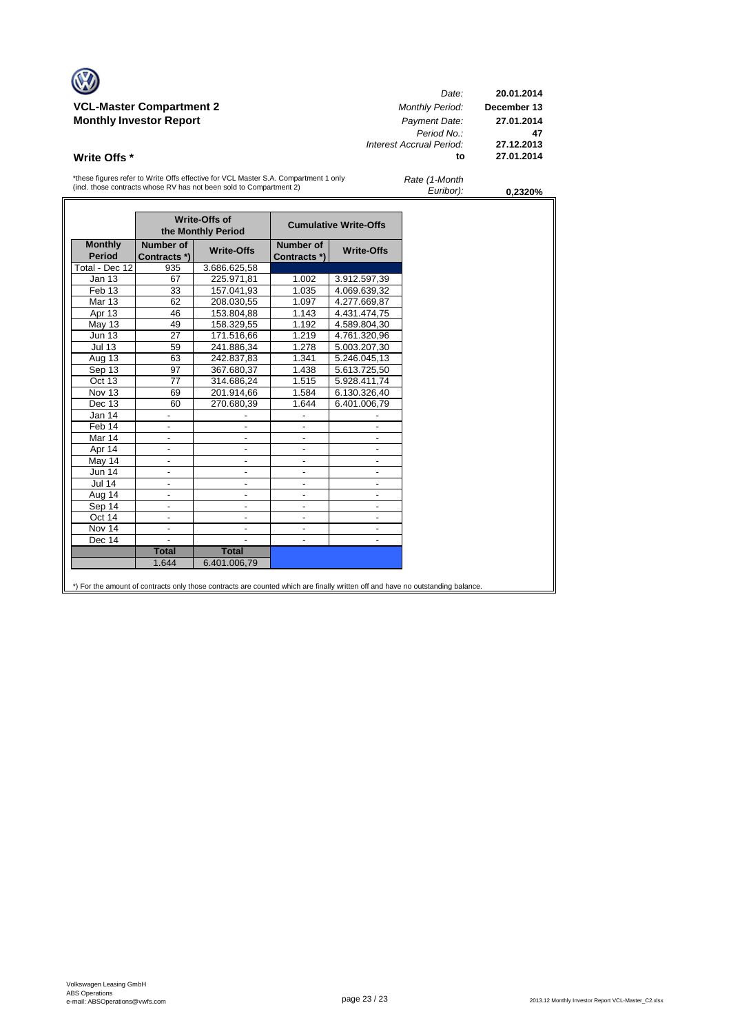**VCL-Master Compartment 2**
**Monthly Investor Report**

| | |
|---|---|
| *Date:* | **20.01.2014** |
| *Monthly Period:* | **December 13** |
| *Payment Date:* | **27.01.2014** |
| *Period No.:* | **47** |
| *Interest Accrual Period:* | **27.12.2013** |
| **to** | **27.01.2014** |
| *Rate (1-Month Euribor):* | **0,2320%** |

## Write Offs *

*these figures refer to Write Offs effective for VCL Master S.A. Compartment 1 only (incl. those contracts whose RV has not been sold to Compartment 2)

| | Write-Offs of the Monthly Period | | Cumulative Write-Offs | |
|---|---|---|---|---|
| **Monthly Period** | **Number of Contracts *)** | **Write-Offs** | **Number of Contracts *)** | **Write-Offs** |
| Total - Dec 12 | 935 | 3.686.625,58 | | |
| Jan 13 | 67 | 225.971,81 | 1.002 | 3.912.597,39 |
| Feb 13 | 33 | 157.041,93 | 1.035 | 4.069.639,32 |
| Mar 13 | 62 | 208.030,55 | 1.097 | 4.277.669,87 |
| Apr 13 | 46 | 153.804,88 | 1.143 | 4.431.474,75 |
| May 13 | 49 | 158.329,55 | 1.192 | 4.589.804,30 |
| Jun 13 | 27 | 171.516,66 | 1.219 | 4.761.320,96 |
| Jul 13 | 59 | 241.886,34 | 1.278 | 5.003.207,30 |
| Aug 13 | 63 | 242.837,83 | 1.341 | 5.246.045,13 |
| Sep 13 | 97 | 367.680,37 | 1.438 | 5.613.725,50 |
| Oct 13 | 77 | 314.686,24 | 1.515 | 5.928.411,74 |
| Nov 13 | 69 | 201.914,66 | 1.584 | 6.130.326,40 |
| Dec 13 | 60 | 270.680,39 | 1.644 | 6.401.006,79 |
| Jan 14 | - | - | - | - |
| Feb 14 | - | - | - | - |
| Mar 14 | - | - | - | - |
| Apr 14 | - | - | - | - |
| May 14 | - | - | - | - |
| Jun 14 | - | - | - | - |
| Jul 14 | - | - | - | - |
| Aug 14 | - | - | - | - |
| Sep 14 | - | - | - | - |
| Oct 14 | - | - | - | - |
| Nov 14 | - | - | - | - |
| Dec 14 | - | - | - | - |
| | **Total** | **Total** | | |
| | 1.644 | 6.401.006,79 | | |

*) For the amount of contracts only those contracts are counted which are finally written off and have no outstanding balance.

Volkswagen Leasing GmbH
ABS Operations
e-mail: ABSOperations@vwfs.com

2013.12 Monthly Investor Report VCL-Master_C2.xlsx